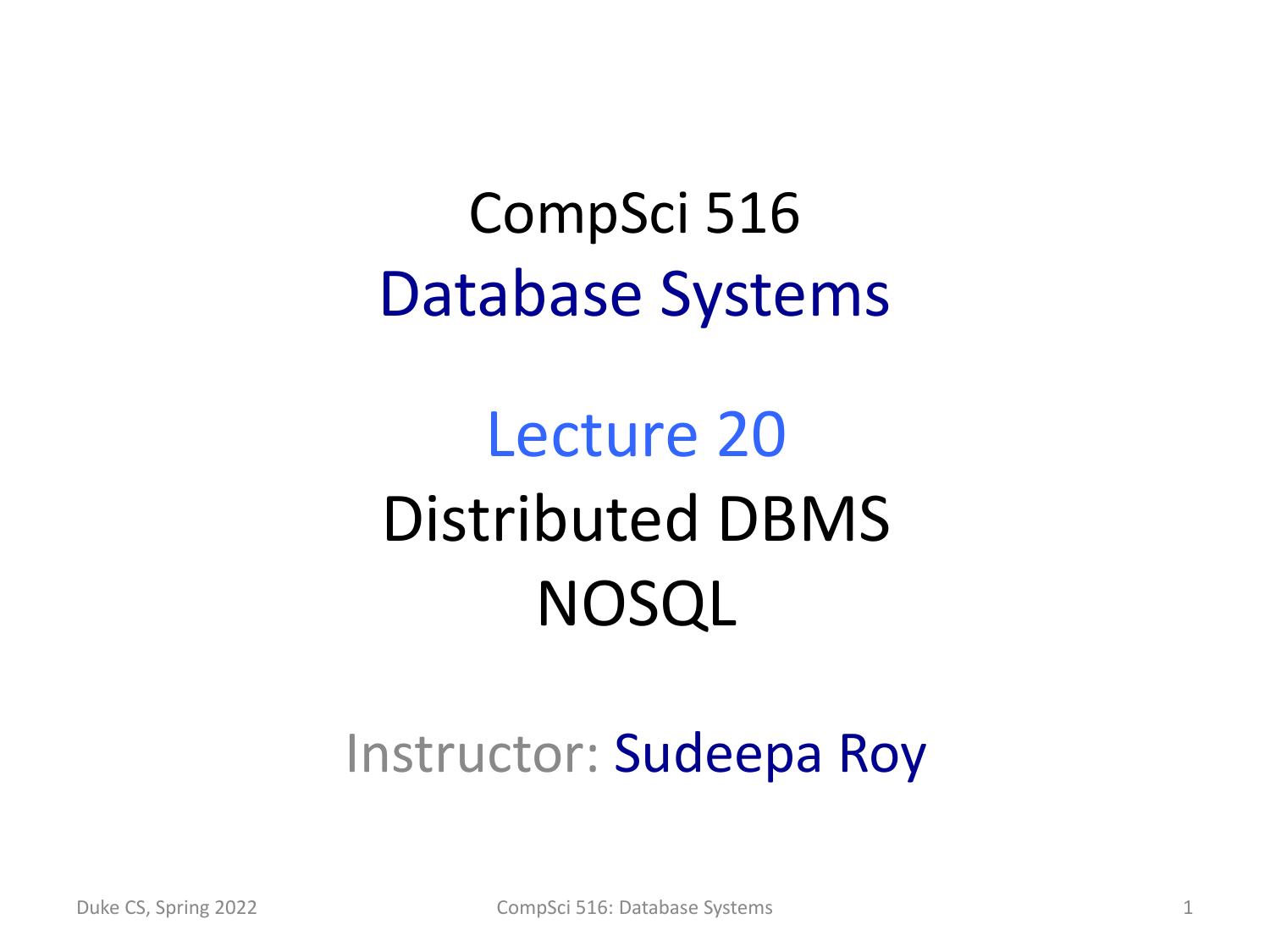# CompSci 516
## Database Systems

## Lecture 20
## Distributed DBMS
## NOSQL

Instructor: Sudeepa Roy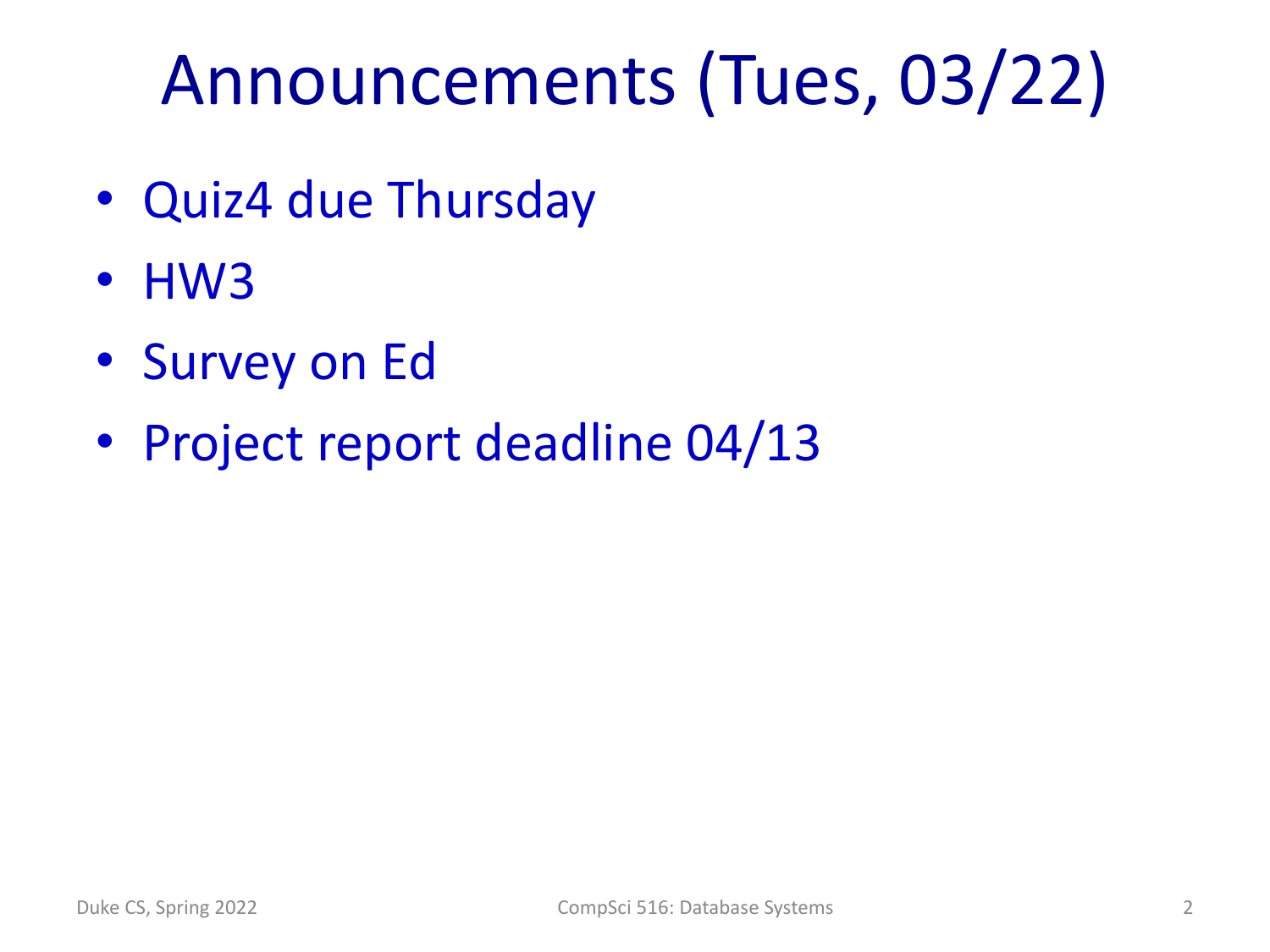# Announcements (Tues, 03/22)

- Quiz4 due Thursday
- HW3
- Survey on Ed
- Project report deadline 04/13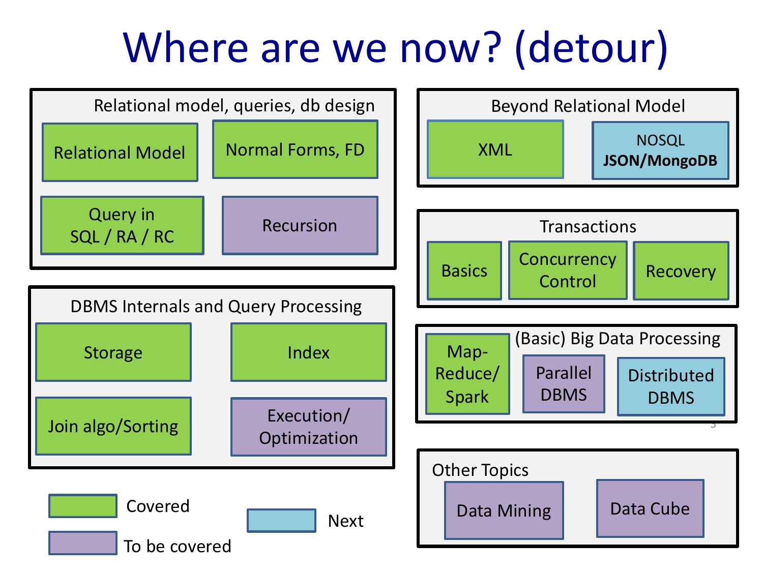# Where are we now? (detour)

**Relational model, queries, db design**
- Relational Model (Covered)
- Normal Forms, FD (Covered)
- Query in SQL / RA / RC (Covered)
- Recursion (To be covered)

**DBMS Internals and Query Processing**
- Storage (Covered)
- Index (Covered)
- Join algo/Sorting (Covered)
- Execution/ Optimization (To be covered)

**Beyond Relational Model**
- XML (Covered)
- NOSQL **JSON/MongoDB** (Next)

**Transactions**
- Basics (Covered)
- Concurrency Control (Covered)
- Recovery (Covered)

**(Basic) Big Data Processing**
- Map-Reduce/ Spark (Covered)
- Parallel DBMS (To be covered)
- Distributed DBMS (Next)

**Other Topics**
- Data Mining (To be covered)
- Data Cube (To be covered)

Legend:
- Covered
- To be covered
- Next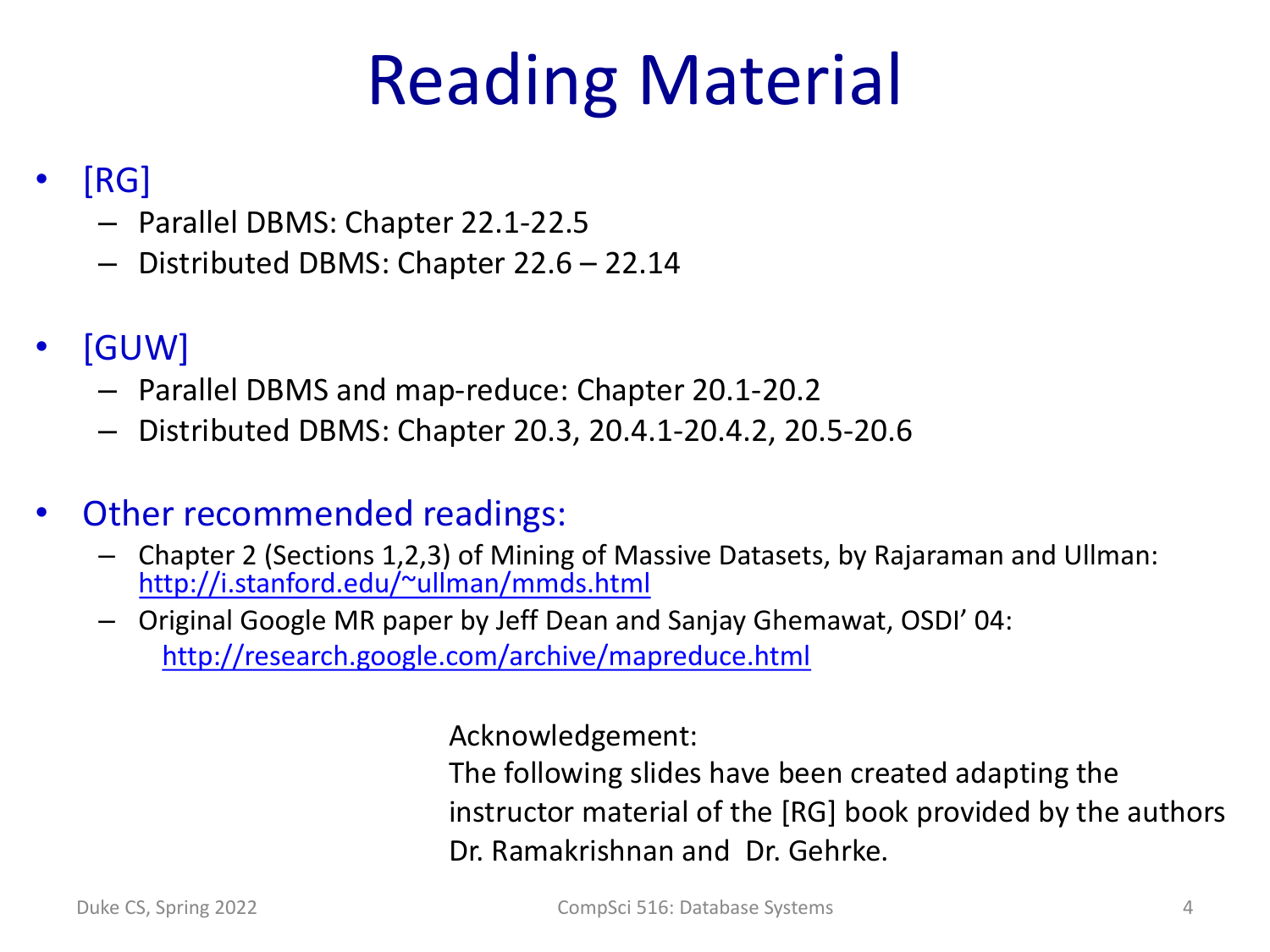# Reading Material

- [RG]
  - Parallel DBMS: Chapter 22.1-22.5
  - Distributed DBMS: Chapter 22.6 – 22.14

- [GUW]
  - Parallel DBMS and map-reduce: Chapter 20.1-20.2
  - Distributed DBMS: Chapter 20.3, 20.4.1-20.4.2, 20.5-20.6

- Other recommended readings:
  - Chapter 2 (Sections 1,2,3) of Mining of Massive Datasets, by Rajaraman and Ullman: http://i.stanford.edu/~ullman/mmds.html
  - Original Google MR paper by Jeff Dean and Sanjay Ghemawat, OSDI' 04: http://research.google.com/archive/mapreduce.html

Acknowledgement:
The following slides have been created adapting the instructor material of the [RG] book provided by the authors Dr. Ramakrishnan and Dr. Gehrke.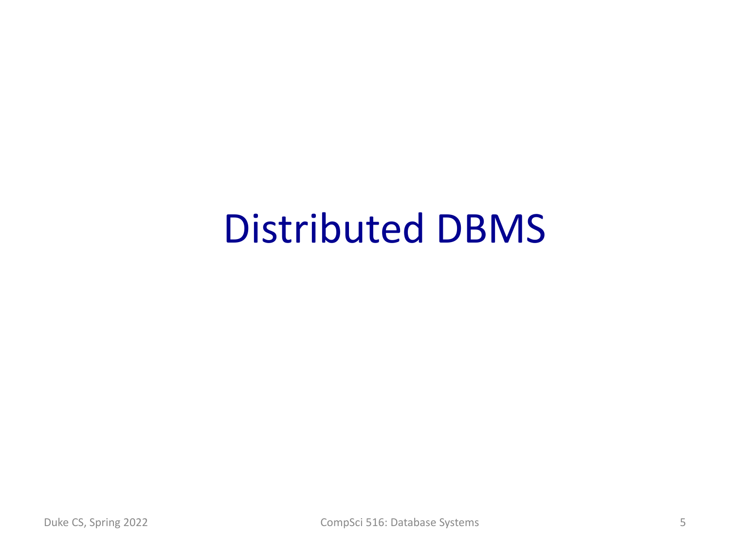# Distributed DBMS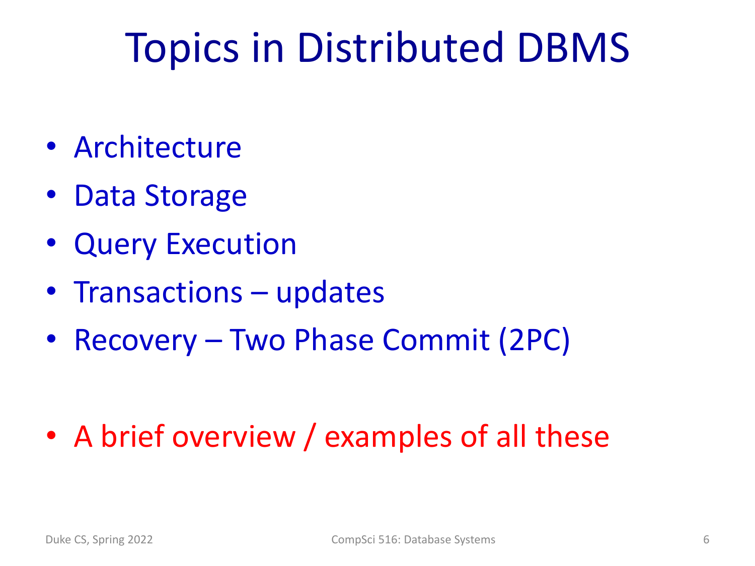# Topics in Distributed DBMS

- Architecture
- Data Storage
- Query Execution
- Transactions – updates
- Recovery – Two Phase Commit (2PC)

- A brief overview / examples of all these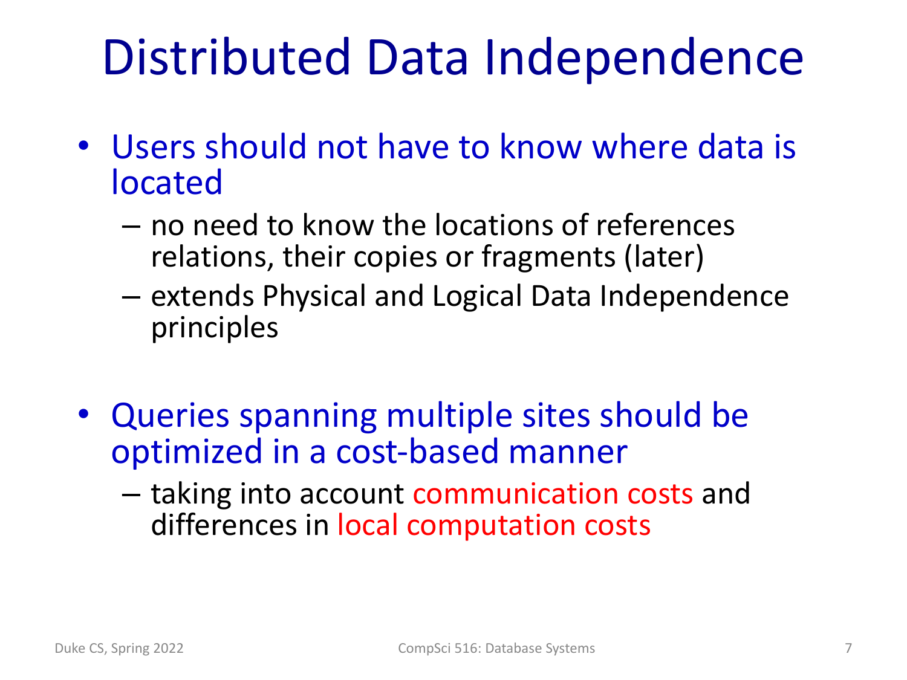# Distributed Data Independence

- Users should not have to know where data is located
  - no need to know the locations of references relations, their copies or fragments (later)
  - extends Physical and Logical Data Independence principles
- Queries spanning multiple sites should be optimized in a cost-based manner
  - taking into account communication costs and differences in local computation costs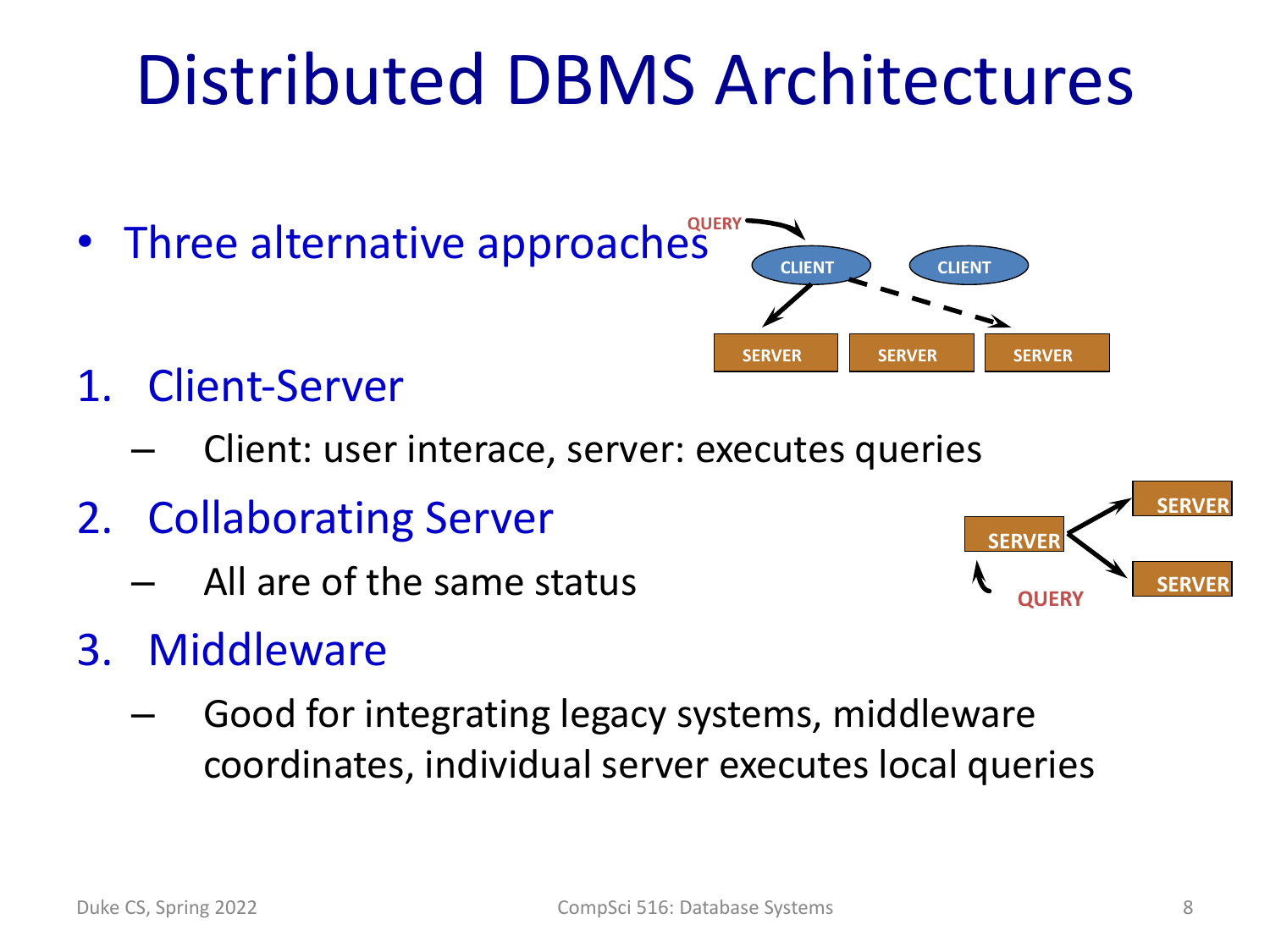# Distributed DBMS Architectures

- Three alternative approaches

1. Client-Server
   - Client: user interace, server: executes queries
2. Collaborating Server
   - All are of the same status
3. Middleware
   - Good for integrating legacy systems, middleware coordinates, individual server executes local queries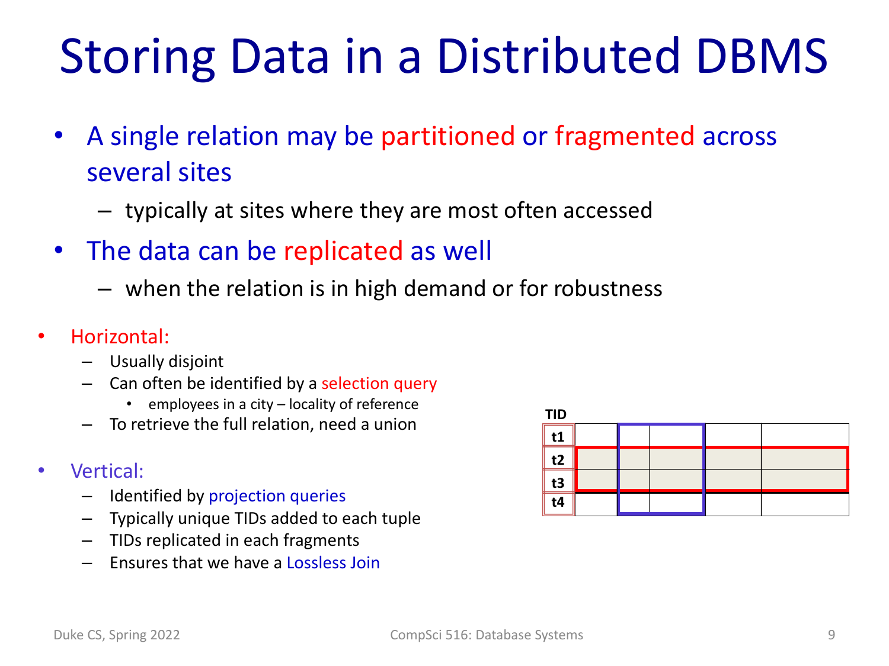# Storing Data in a Distributed DBMS

- A single relation may be partitioned or fragmented across several sites
  - typically at sites where they are most often accessed
- The data can be replicated as well
  - when the relation is in high demand or for robustness

- Horizontal:
  - Usually disjoint
  - Can often be identified by a selection query
    - employees in a city – locality of reference
  - To retrieve the full relation, need a union

- Vertical:
  - Identified by projection queries
  - Typically unique TIDs added to each tuple
  - TIDs replicated in each fragments
  - Ensures that we have a Lossless Join

| TID | | | | | |
|---|---|---|---|---|---|
| t1 | | | | | |
| t2 | | | | | |
| t3 | | | | | |
| t4 | | | | | |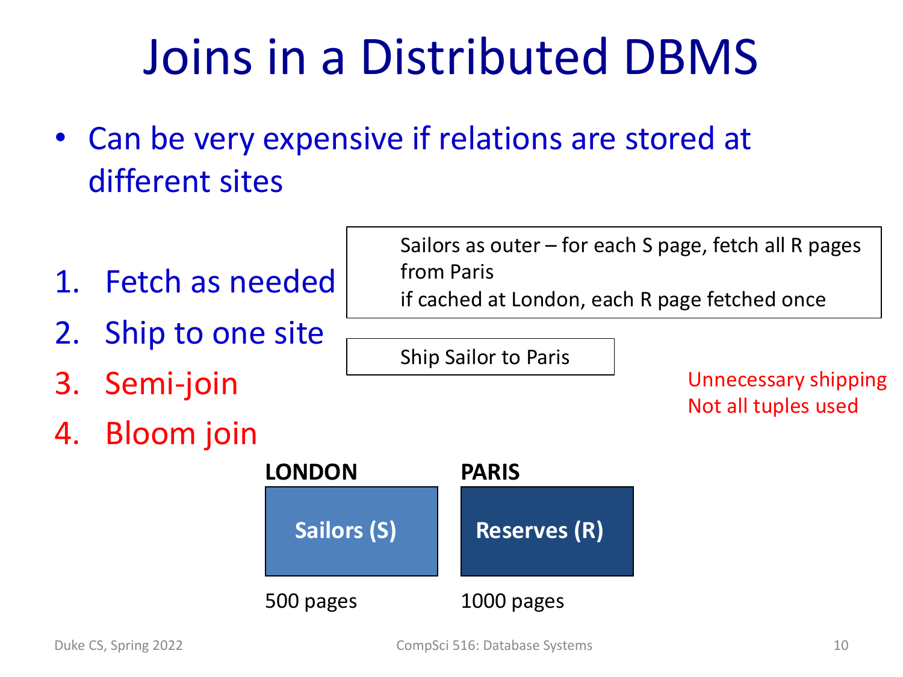# Joins in a Distributed DBMS

- Can be very expensive if relations are stored at different sites

1. Fetch as needed
2. Ship to one site
3. Semi-join
4. Bloom join

Sailors as outer – for each S page, fetch all R pages from Paris
if cached at London, each R page fetched once

Ship Sailor to Paris

Unnecessary shipping
Not all tuples used

**LONDON**

**Sailors (S)**

500 pages

**PARIS**

**Reserves (R)**

1000 pages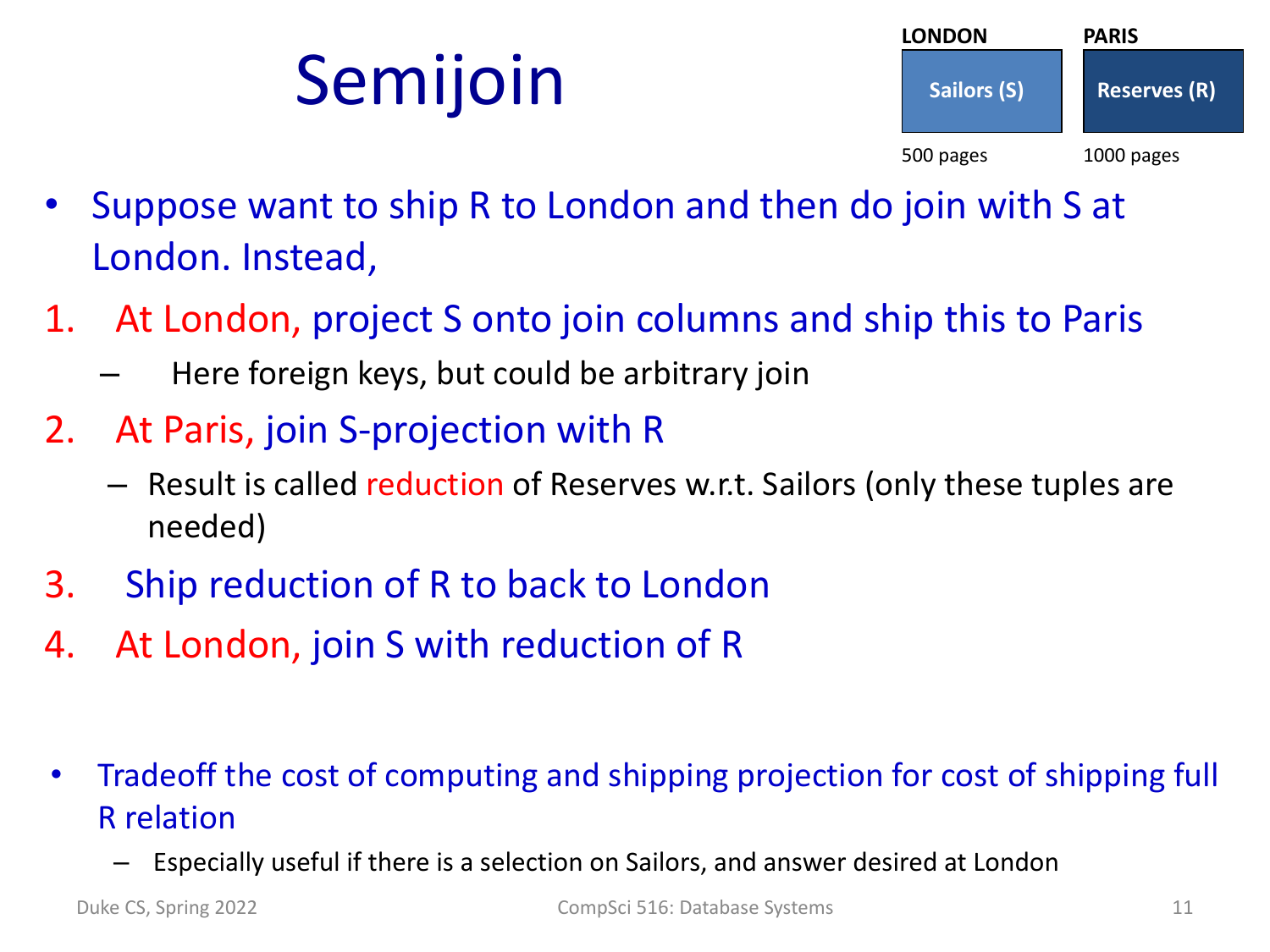# Semijoin

| LONDON | PARIS |
| --- | --- |
| Sailors (S) | Reserves (R) |
| 500 pages | 1000 pages |

- Suppose want to ship R to London and then do join with S at London. Instead,

1. At London, project S onto join columns and ship this to Paris
   - Here foreign keys, but could be arbitrary join
2. At Paris, join S-projection with R
   - Result is called reduction of Reserves w.r.t. Sailors (only these tuples are needed)
3. Ship reduction of R to back to London
4. At London, join S with reduction of R

- Tradeoff the cost of computing and shipping projection for cost of shipping full R relation
  - Especially useful if there is a selection on Sailors, and answer desired at London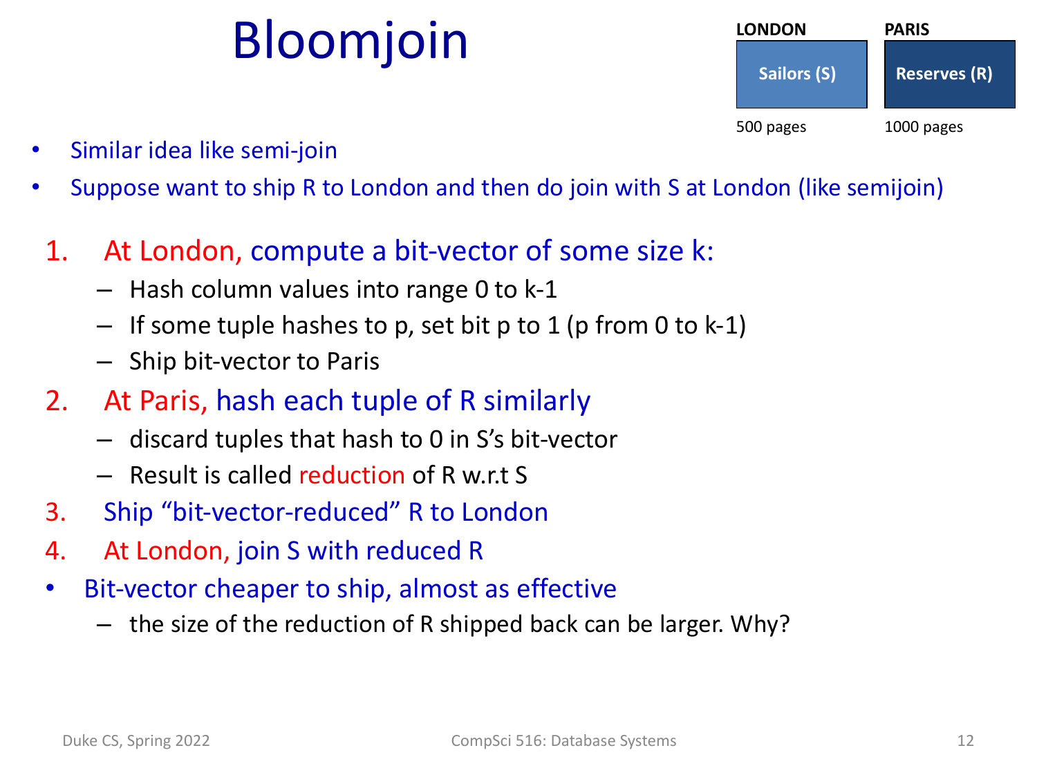# Bloomjoin

| LONDON | PARIS |
| --- | --- |
| Sailors (S) | Reserves (R) |
| 500 pages | 1000 pages |

- Similar idea like semi-join
- Suppose want to ship R to London and then do join with S at London (like semijoin)

1. At London, compute a bit-vector of some size k:
   - Hash column values into range 0 to k-1
   - If some tuple hashes to p, set bit p to 1 (p from 0 to k-1)
   - Ship bit-vector to Paris
2. At Paris, hash each tuple of R similarly
   - discard tuples that hash to 0 in S's bit-vector
   - Result is called reduction of R w.r.t S
3. Ship "bit-vector-reduced" R to London
4. At London, join S with reduced R

- Bit-vector cheaper to ship, almost as effective
  - the size of the reduction of R shipped back can be larger. Why?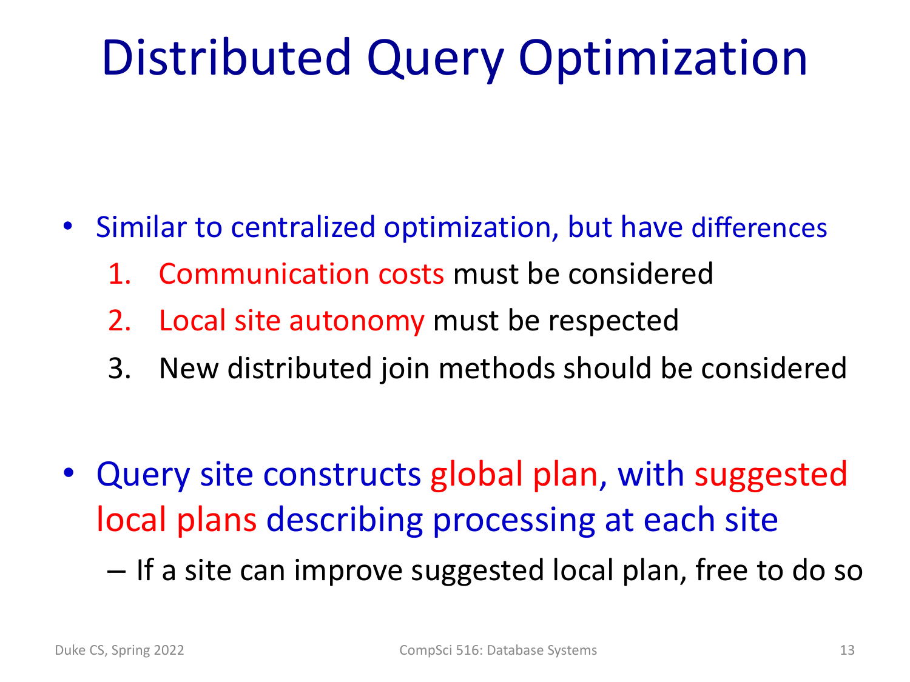# Distributed Query Optimization

- Similar to centralized optimization, but have differences
  1. Communication costs must be considered
  2. Local site autonomy must be respected
  3. New distributed join methods should be considered

- Query site constructs global plan, with suggested local plans describing processing at each site
  – If a site can improve suggested local plan, free to do so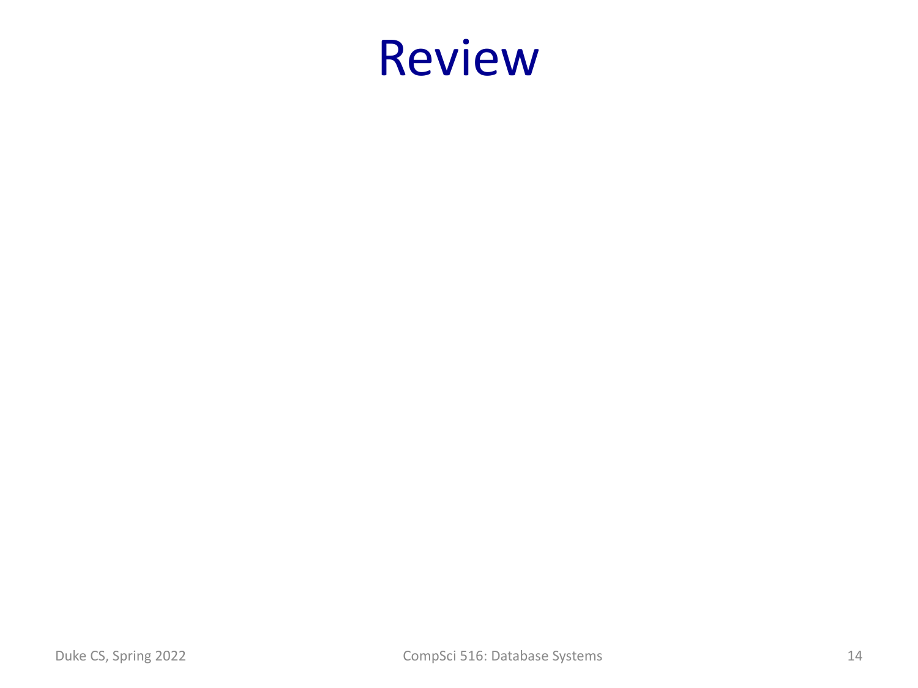# Review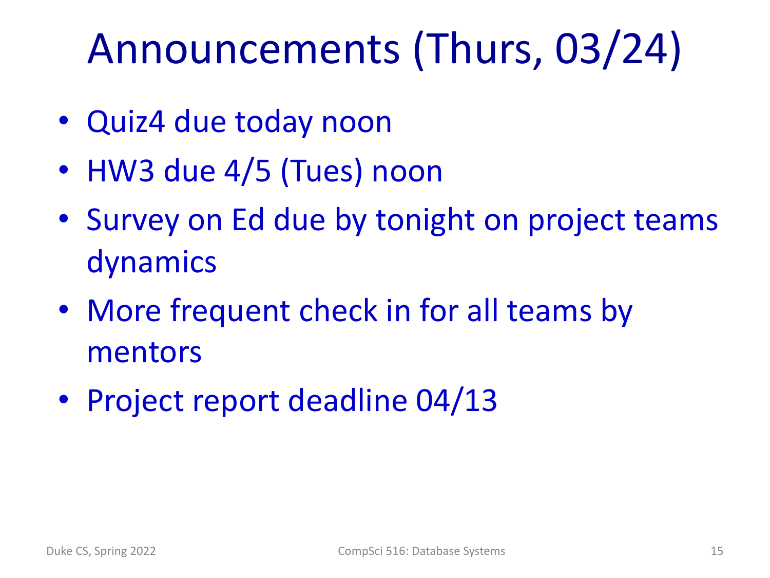# Announcements (Thurs, 03/24)

- Quiz4 due today noon
- HW3 due 4/5 (Tues) noon
- Survey on Ed due by tonight on project teams dynamics
- More frequent check in for all teams by mentors
- Project report deadline 04/13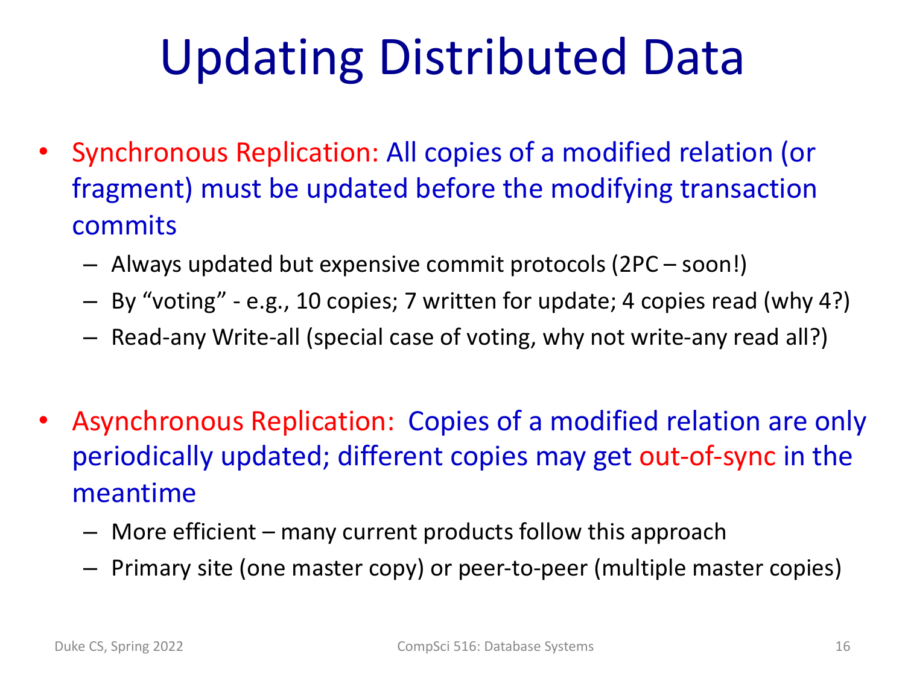# Updating Distributed Data

- Synchronous Replication: All copies of a modified relation (or fragment) must be updated before the modifying transaction commits
  - Always updated but expensive commit protocols (2PC – soon!)
  - By "voting" - e.g., 10 copies; 7 written for update; 4 copies read (why 4?)
  - Read-any Write-all (special case of voting, why not write-any read all?)

- Asynchronous Replication: Copies of a modified relation are only periodically updated; different copies may get out-of-sync in the meantime
  - More efficient – many current products follow this approach
  - Primary site (one master copy) or peer-to-peer (multiple master copies)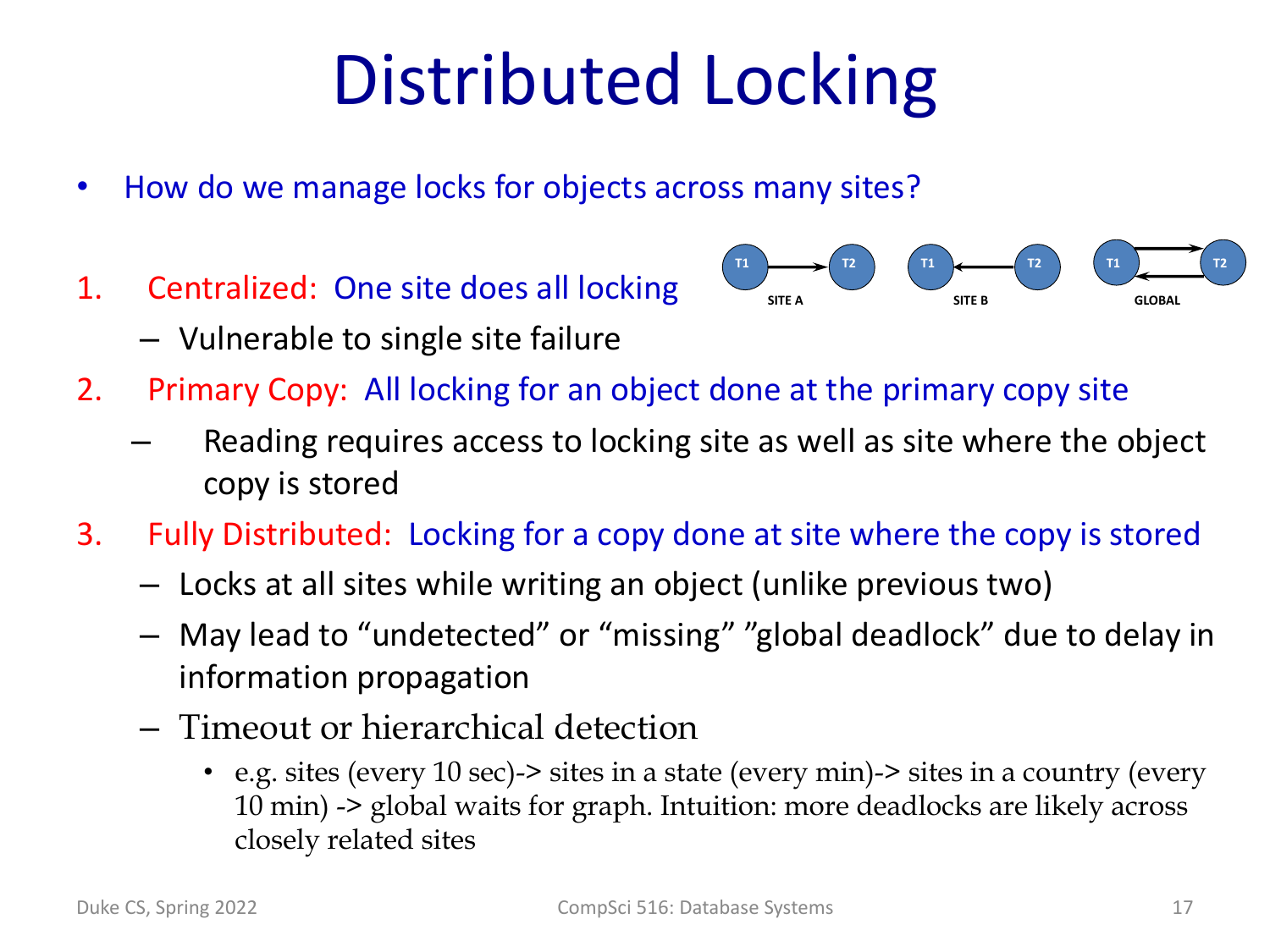# Distributed Locking

- How do we manage locks for objects across many sites?

1. Centralized: One site does all locking
   - Vulnerable to single site failure
2. Primary Copy: All locking for an object done at the primary copy site
   - Reading requires access to locking site as well as site where the object copy is stored
3. Fully Distributed: Locking for a copy done at site where the copy is stored
   - Locks at all sites while writing an object (unlike previous two)
   - May lead to "undetected" or "missing" "global deadlock" due to delay in information propagation
   - Timeout or hierarchical detection
     - e.g. sites (every 10 sec)-> sites in a state (every min)-> sites in a country (every 10 min) -> global waits for graph. Intuition: more deadlocks are likely across closely related sites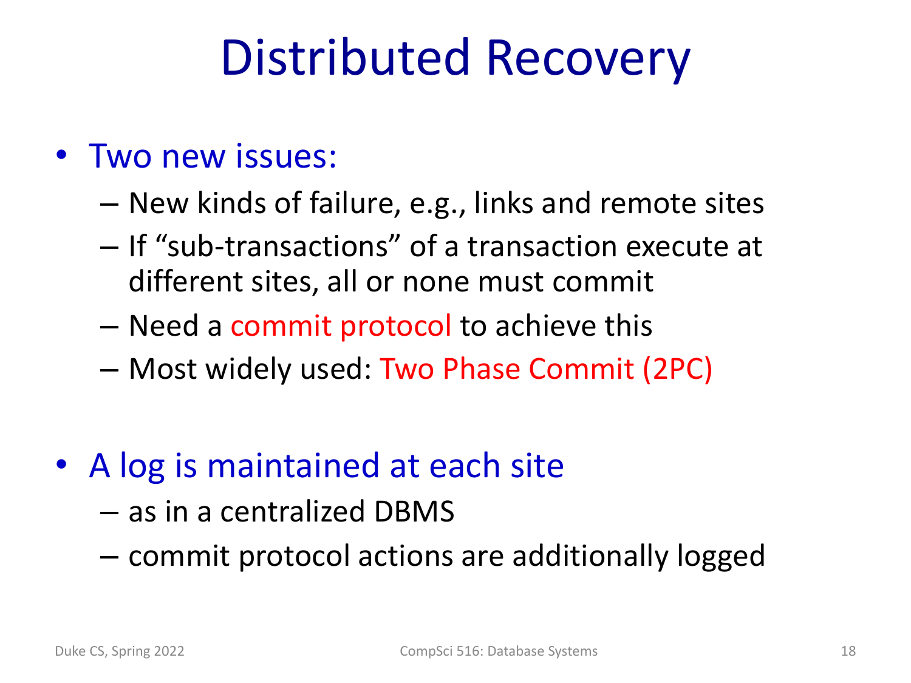# Distributed Recovery

- Two new issues:
  - New kinds of failure, e.g., links and remote sites
  - If “sub-transactions” of a transaction execute at different sites, all or none must commit
  - Need a commit protocol to achieve this
  - Most widely used: Two Phase Commit (2PC)

- A log is maintained at each site
  - as in a centralized DBMS
  - commit protocol actions are additionally logged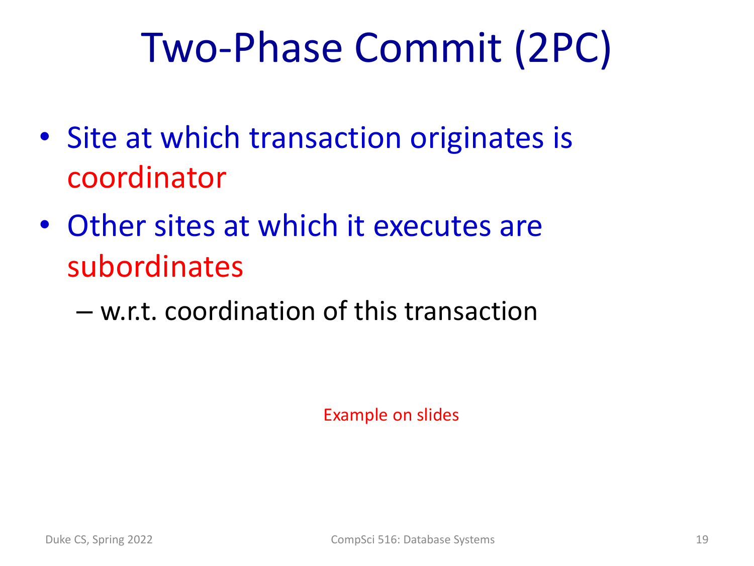# Two-Phase Commit (2PC)

- Site at which transaction originates is coordinator
- Other sites at which it executes are subordinates
  - w.r.t. coordination of this transaction

Example on slides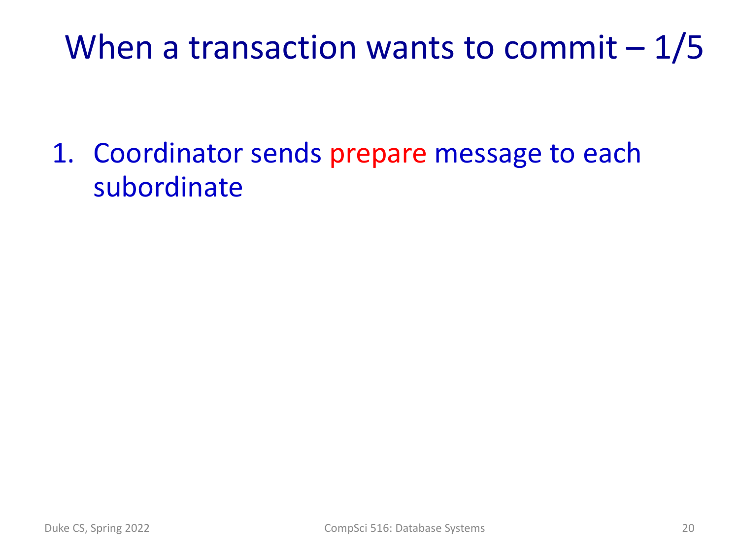# When a transaction wants to commit – 1/5

1. Coordinator sends prepare message to each subordinate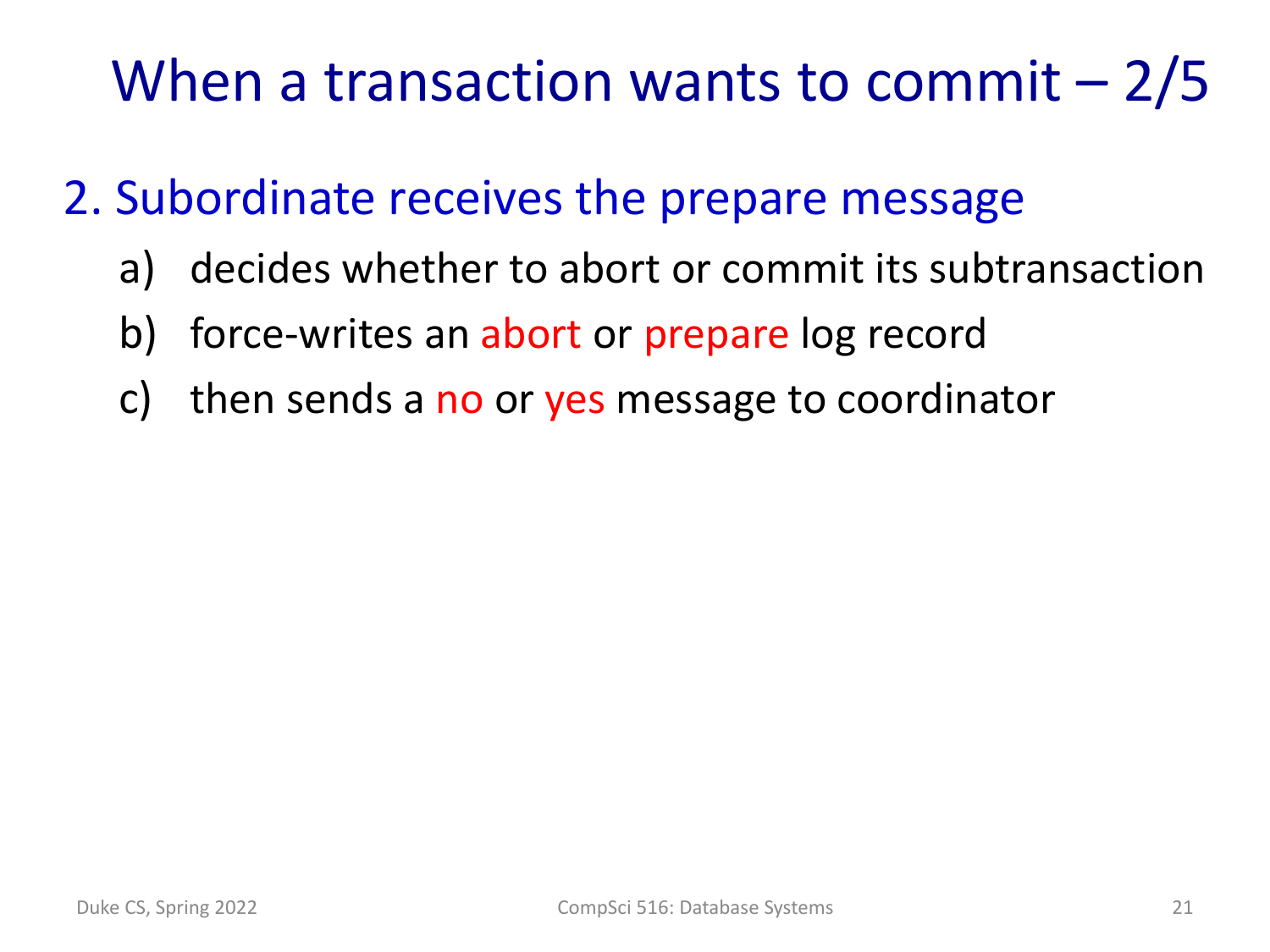# When a transaction wants to commit – 2/5

2. Subordinate receives the prepare message
    a) decides whether to abort or commit its subtransaction
    b) force-writes an abort or prepare log record
    c) then sends a no or yes message to coordinator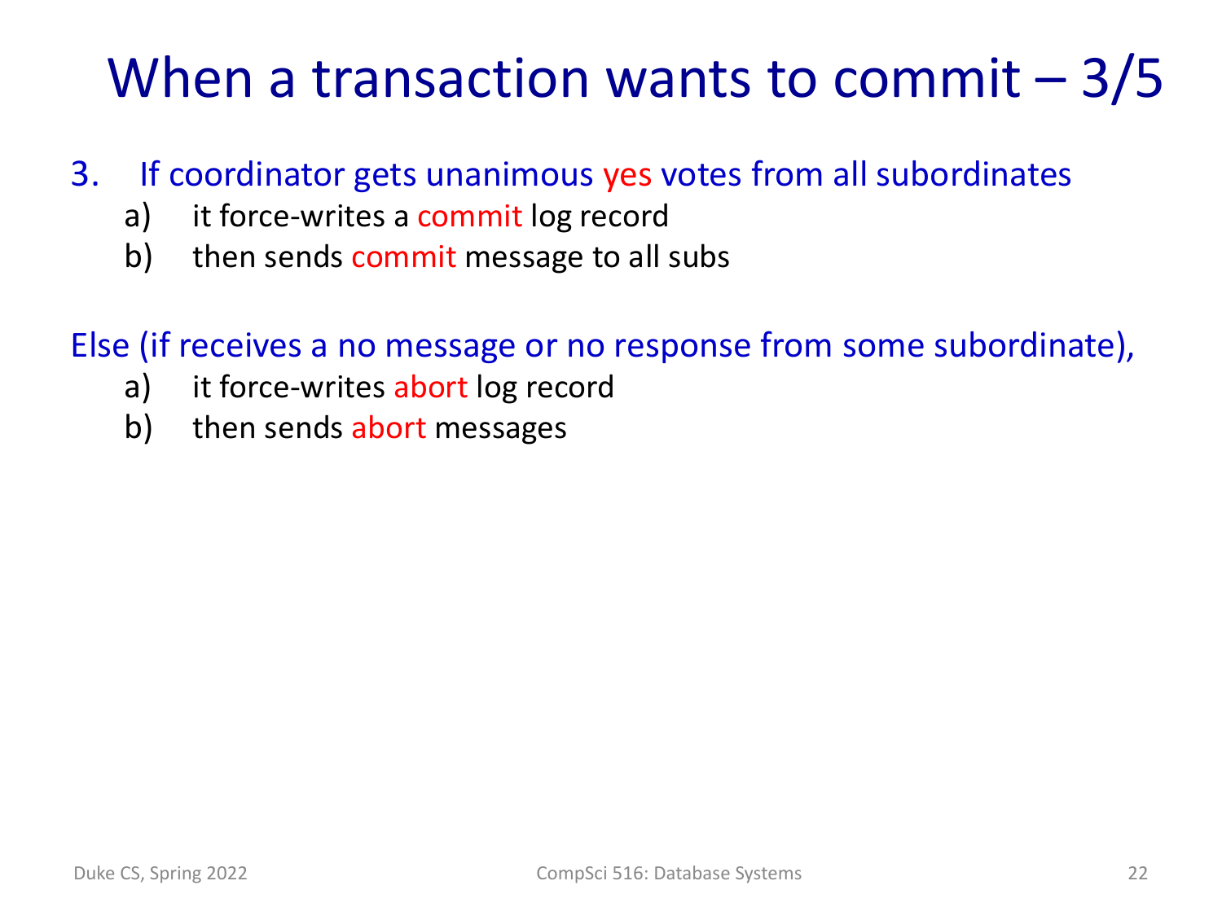# When a transaction wants to commit – 3/5

3. If coordinator gets unanimous yes votes from all subordinates
    a) it force-writes a commit log record
    b) then sends commit message to all subs

Else (if receives a no message or no response from some subordinate),
    a) it force-writes abort log record
    b) then sends abort messages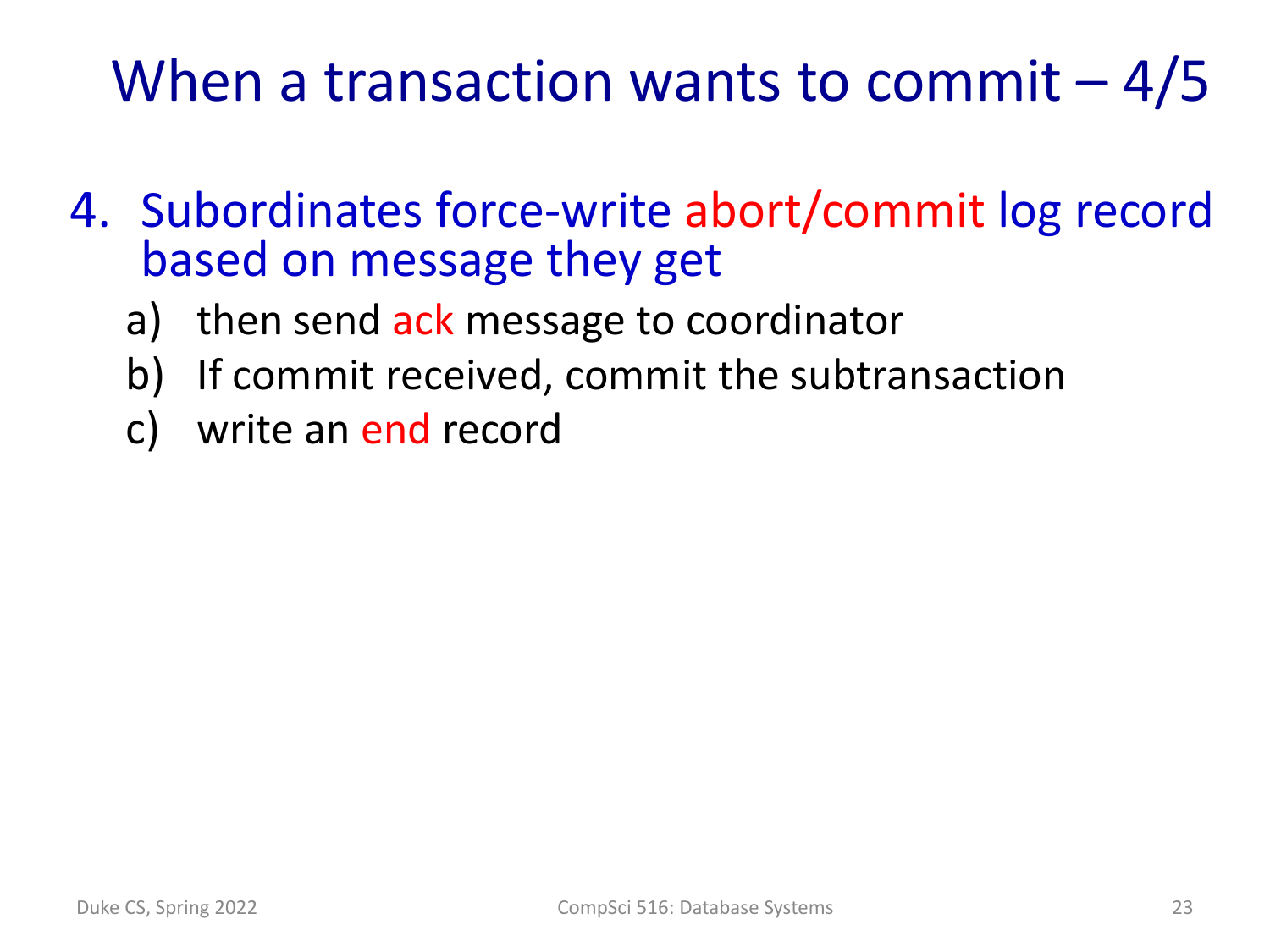# When a transaction wants to commit – 4/5

4. Subordinates force-write abort/commit log record based on message they get
   a) then send ack message to coordinator
   b) If commit received, commit the subtransaction
   c) write an end record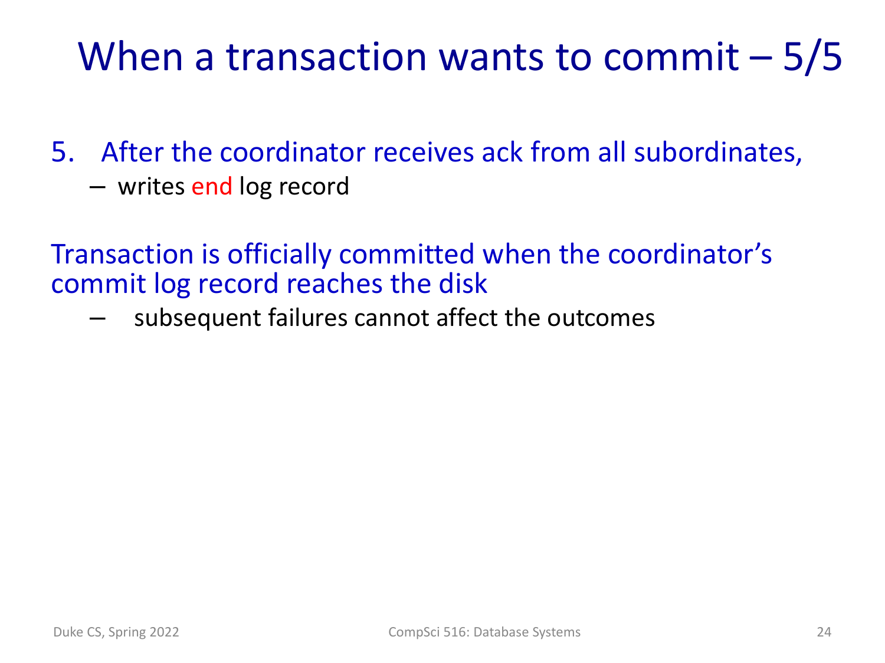# When a transaction wants to commit – 5/5

5. After the coordinator receives ack from all subordinates,
   - writes end log record

Transaction is officially committed when the coordinator's commit log record reaches the disk

- subsequent failures cannot affect the outcomes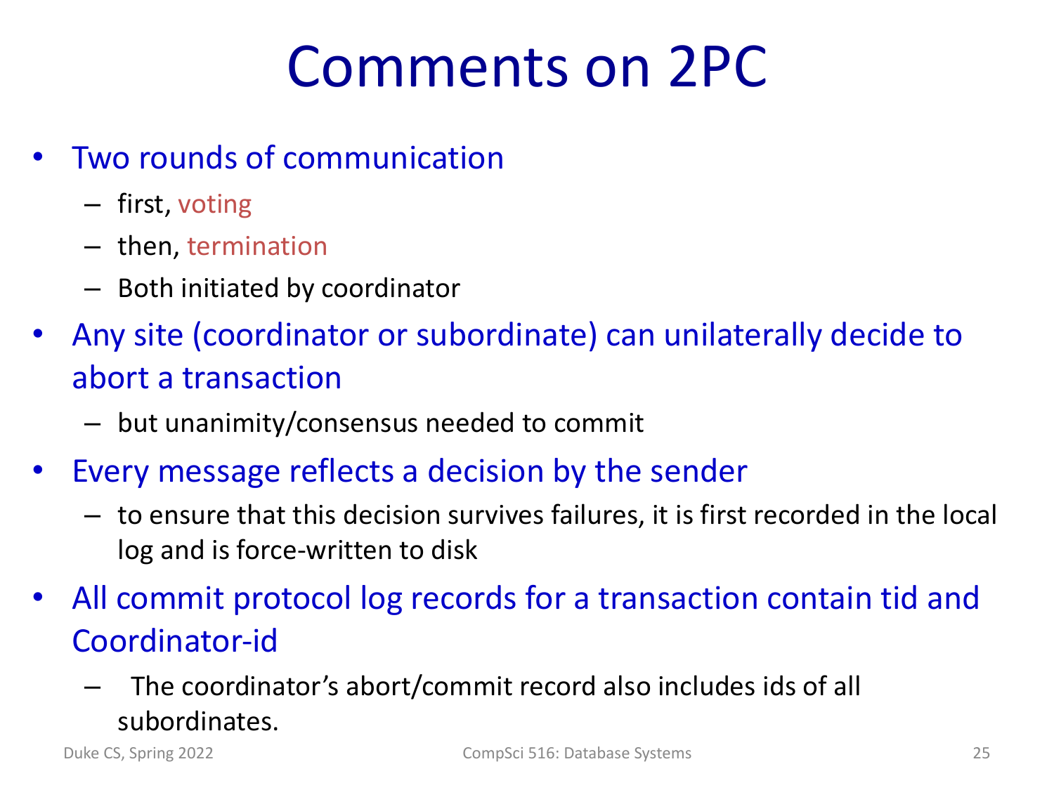# Comments on 2PC

- Two rounds of communication
  - first, voting
  - then, termination
  - Both initiated by coordinator
- Any site (coordinator or subordinate) can unilaterally decide to abort a transaction
  - but unanimity/consensus needed to commit
- Every message reflects a decision by the sender
  - to ensure that this decision survives failures, it is first recorded in the local log and is force-written to disk
- All commit protocol log records for a transaction contain tid and Coordinator-id
  - The coordinator's abort/commit record also includes ids of all subordinates.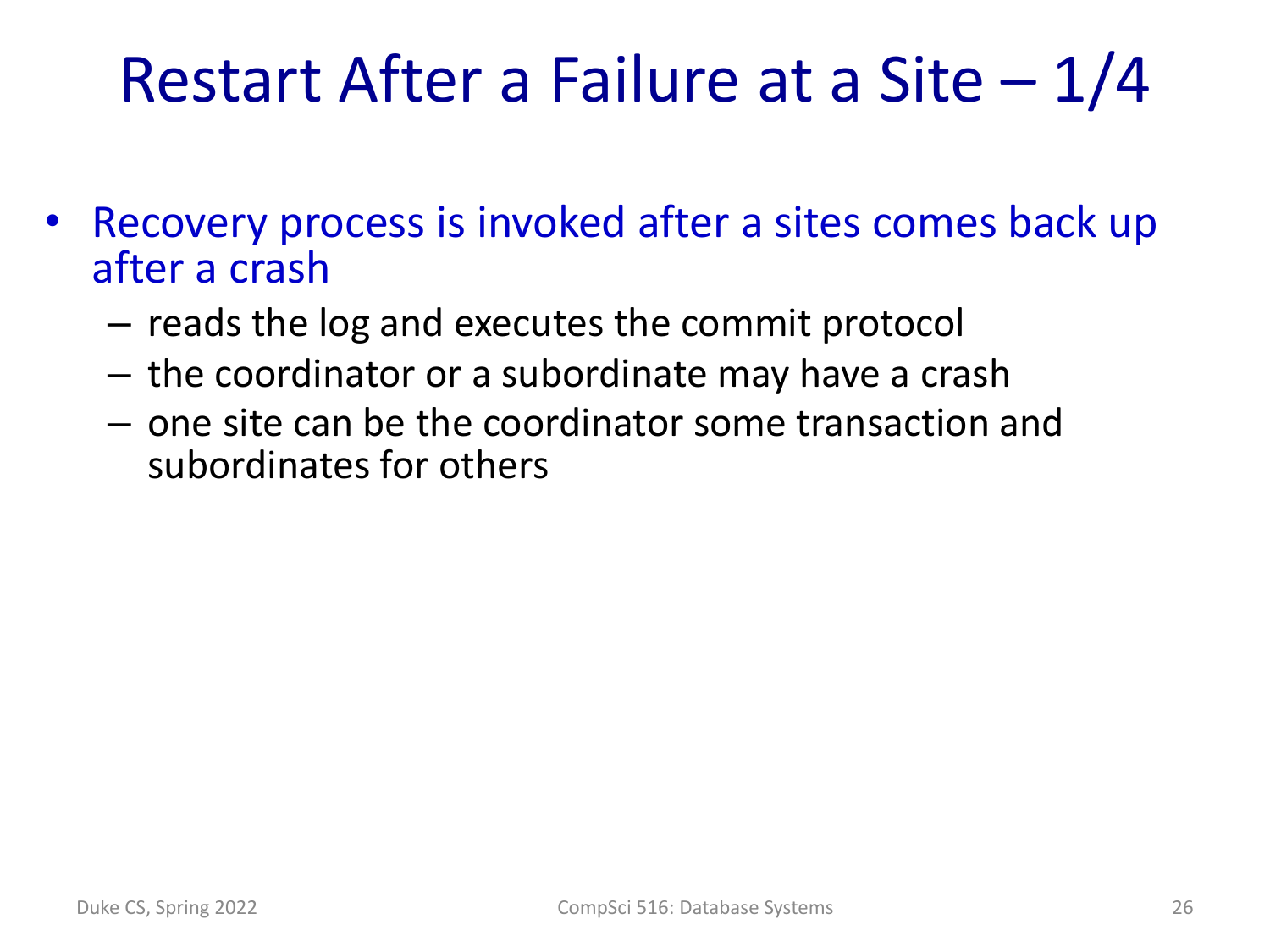# Restart After a Failure at a Site – 1/4

- Recovery process is invoked after a sites comes back up after a crash
  - reads the log and executes the commit protocol
  - the coordinator or a subordinate may have a crash
  - one site can be the coordinator some transaction and subordinates for others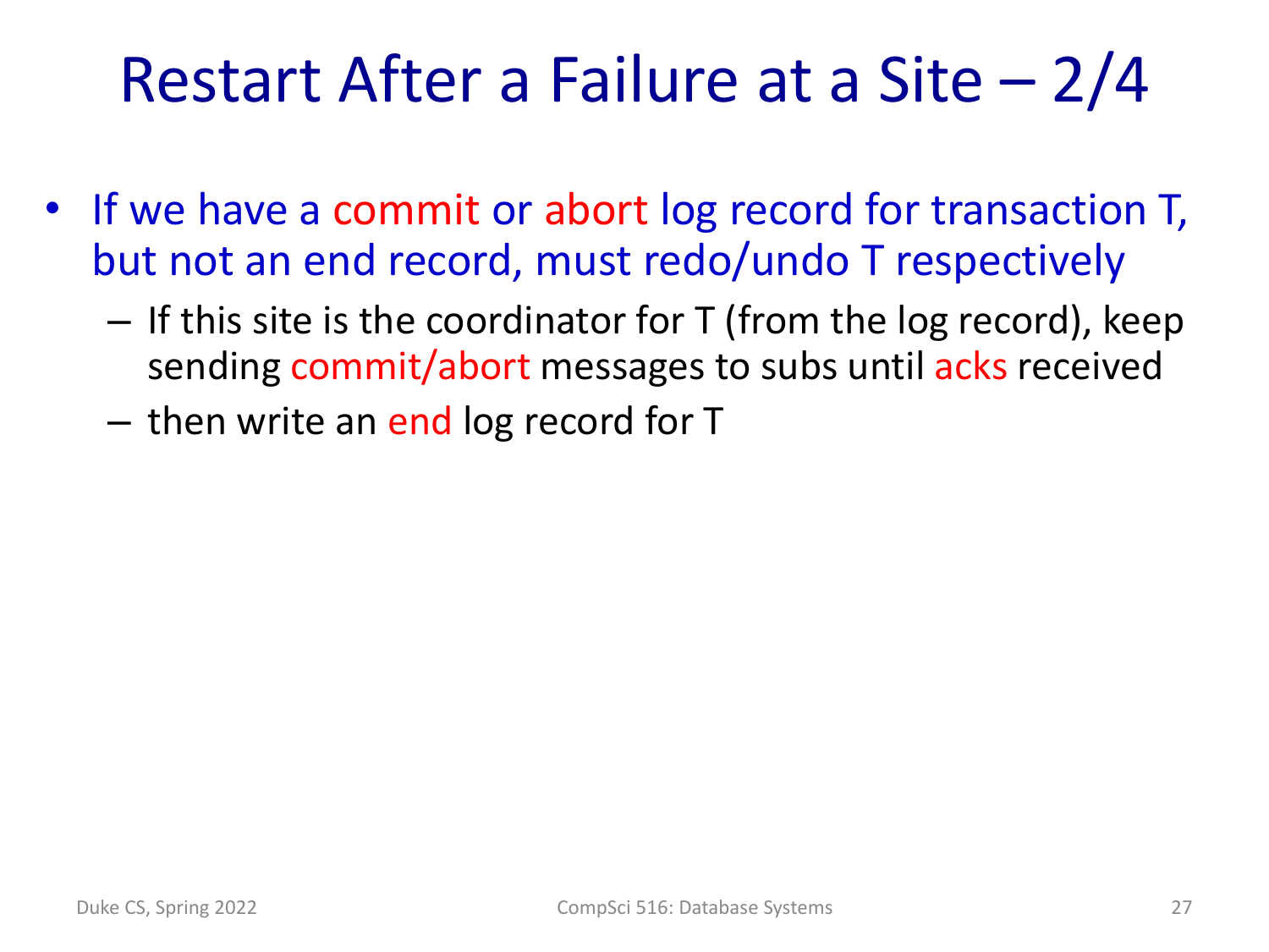# Restart After a Failure at a Site – 2/4

- If we have a commit or abort log record for transaction T, but not an end record, must redo/undo T respectively
  - If this site is the coordinator for T (from the log record), keep sending commit/abort messages to subs until acks received
  - then write an end log record for T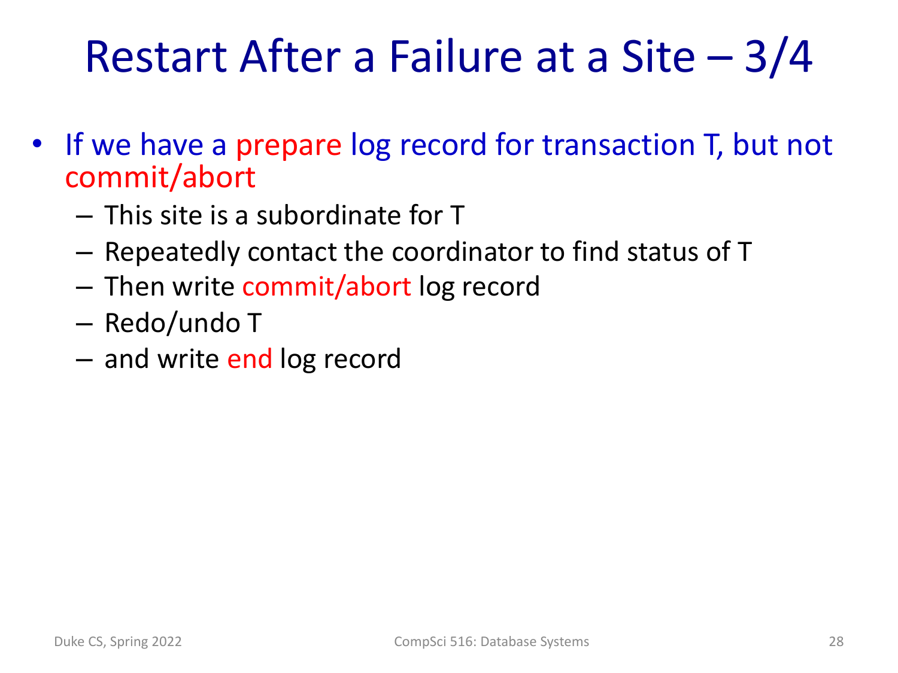# Restart After a Failure at a Site – 3/4

- If we have a prepare log record for transaction T, but not commit/abort
  - This site is a subordinate for T
  - Repeatedly contact the coordinator to find status of T
  - Then write commit/abort log record
  - Redo/undo T
  - and write end log record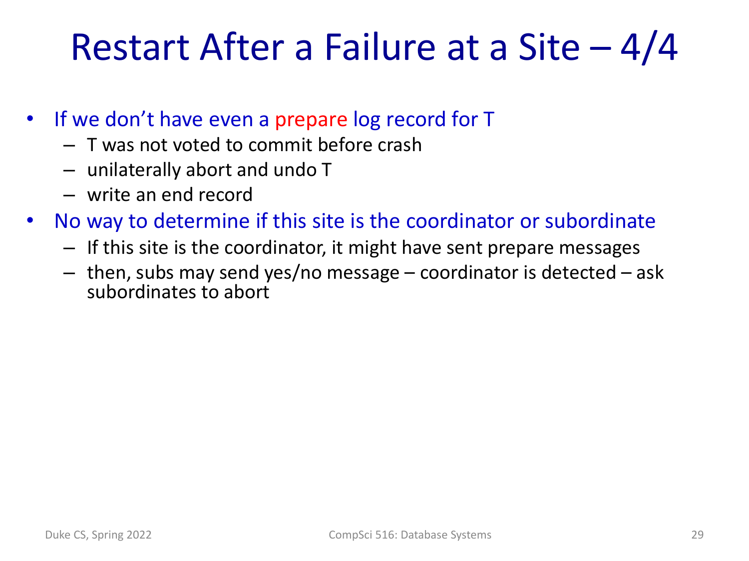# Restart After a Failure at a Site – 4/4

- If we don't have even a prepare log record for T
  - T was not voted to commit before crash
  - unilaterally abort and undo T
  - write an end record
- No way to determine if this site is the coordinator or subordinate
  - If this site is the coordinator, it might have sent prepare messages
  - then, subs may send yes/no message – coordinator is detected – ask subordinates to abort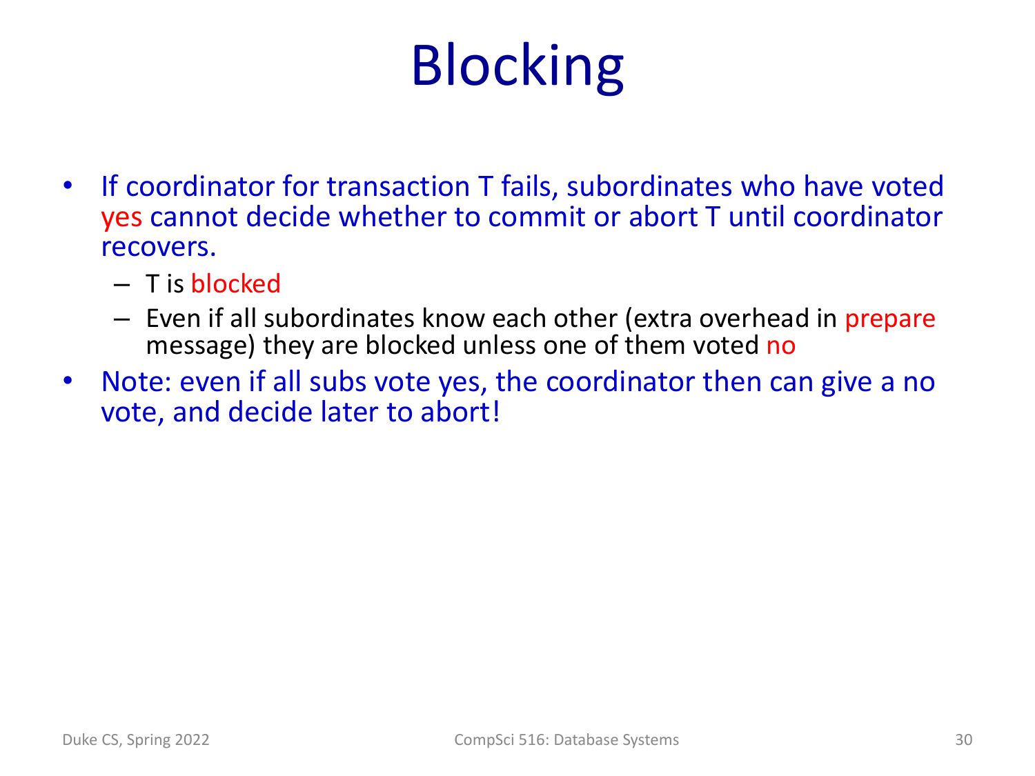# Blocking

- If coordinator for transaction T fails, subordinates who have voted yes cannot decide whether to commit or abort T until coordinator recovers.
  - T is blocked
  - Even if all subordinates know each other (extra overhead in prepare message) they are blocked unless one of them voted no
- Note: even if all subs vote yes, the coordinator then can give a no vote, and decide later to abort!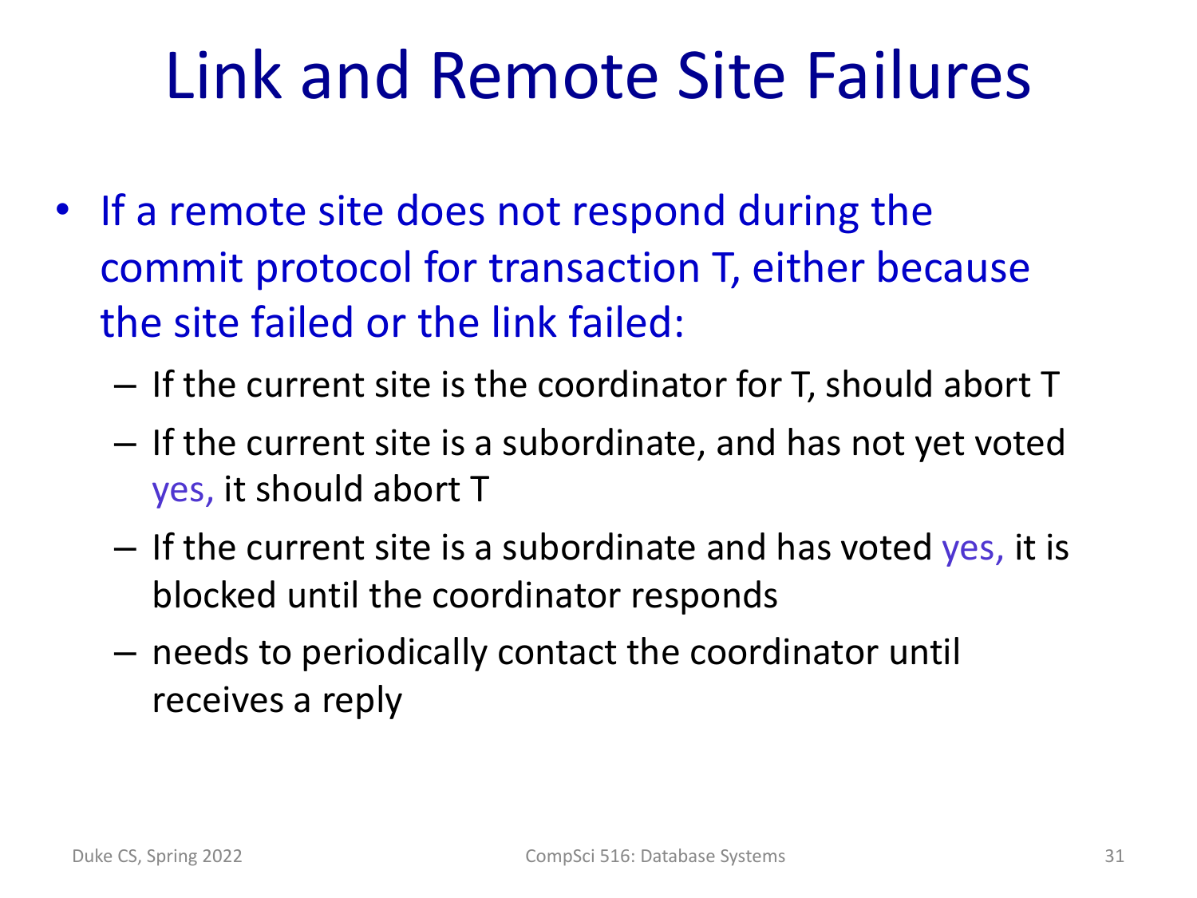# Link and Remote Site Failures

- If a remote site does not respond during the commit protocol for transaction T, either because the site failed or the link failed:
  - If the current site is the coordinator for T, should abort T
  - If the current site is a subordinate, and has not yet voted yes, it should abort T
  - If the current site is a subordinate and has voted yes, it is blocked until the coordinator responds
  - needs to periodically contact the coordinator until receives a reply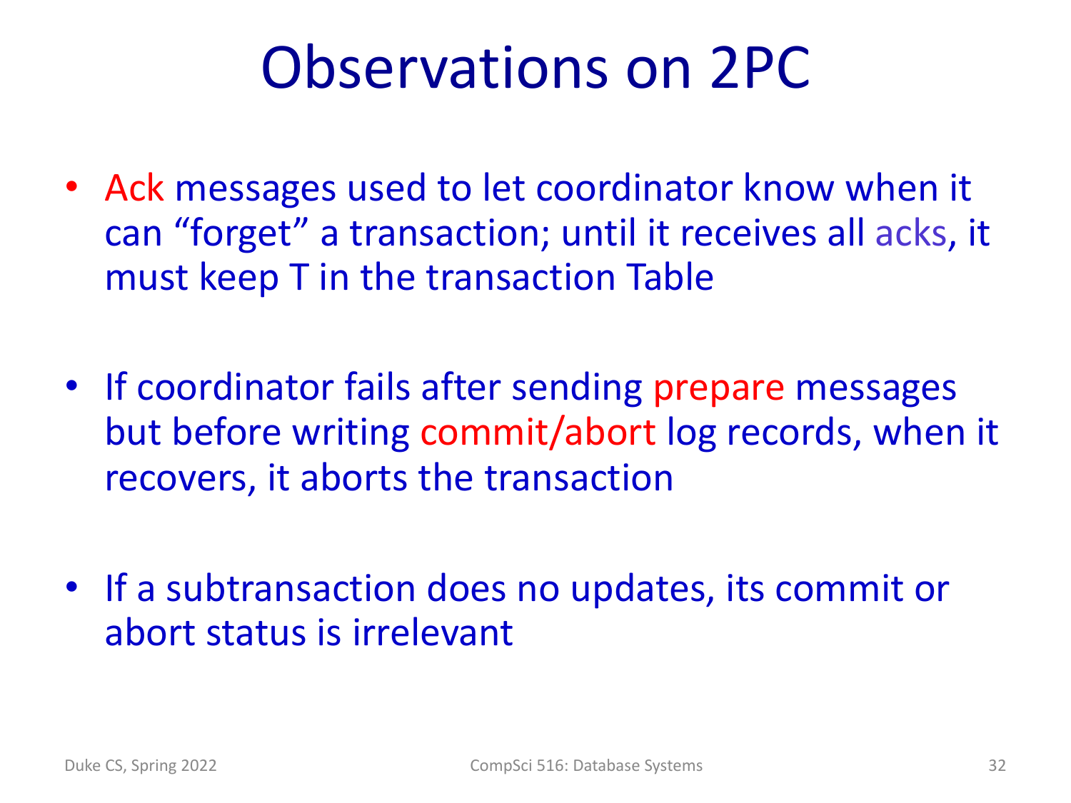# Observations on 2PC

- Ack messages used to let coordinator know when it can “forget” a transaction; until it receives all acks, it must keep T in the transaction Table
- If coordinator fails after sending prepare messages but before writing commit/abort log records, when it recovers, it aborts the transaction
- If a subtransaction does no updates, its commit or abort status is irrelevant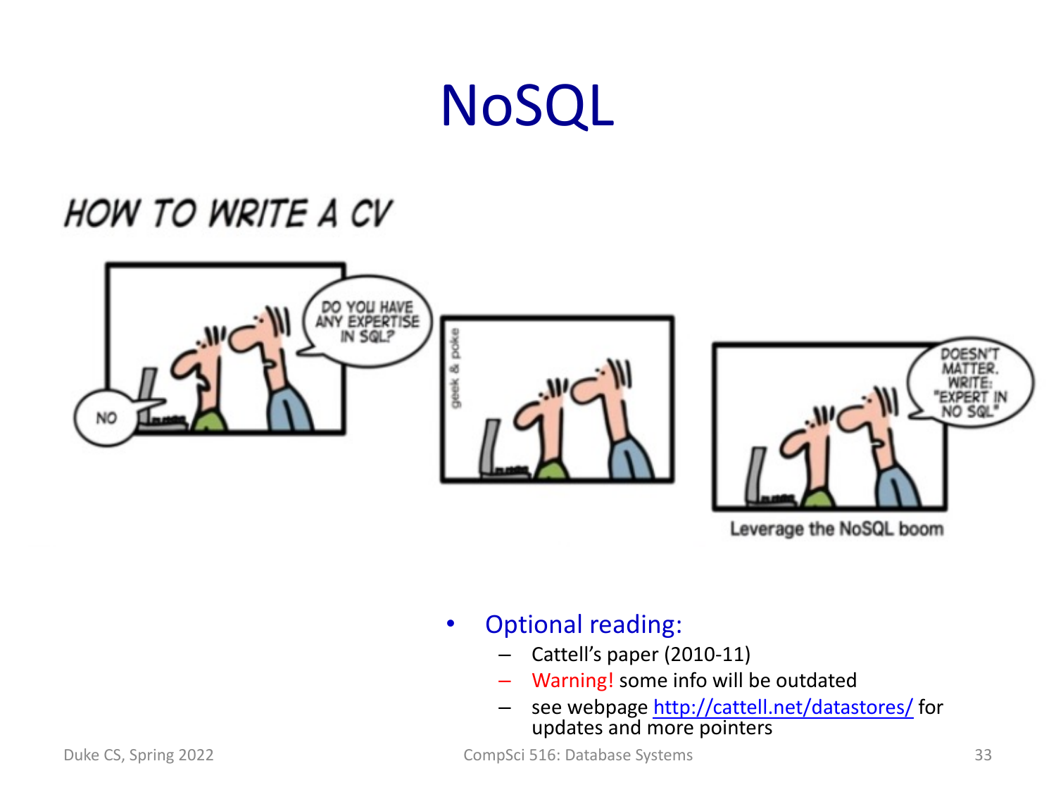# NoSQL

HOW TO WRITE A CV

Leverage the NoSQL boom

- Optional reading:
  - Cattell's paper (2010-11)
  - Warning! some info will be outdated
  - see webpage http://cattell.net/datastores/ for updates and more pointers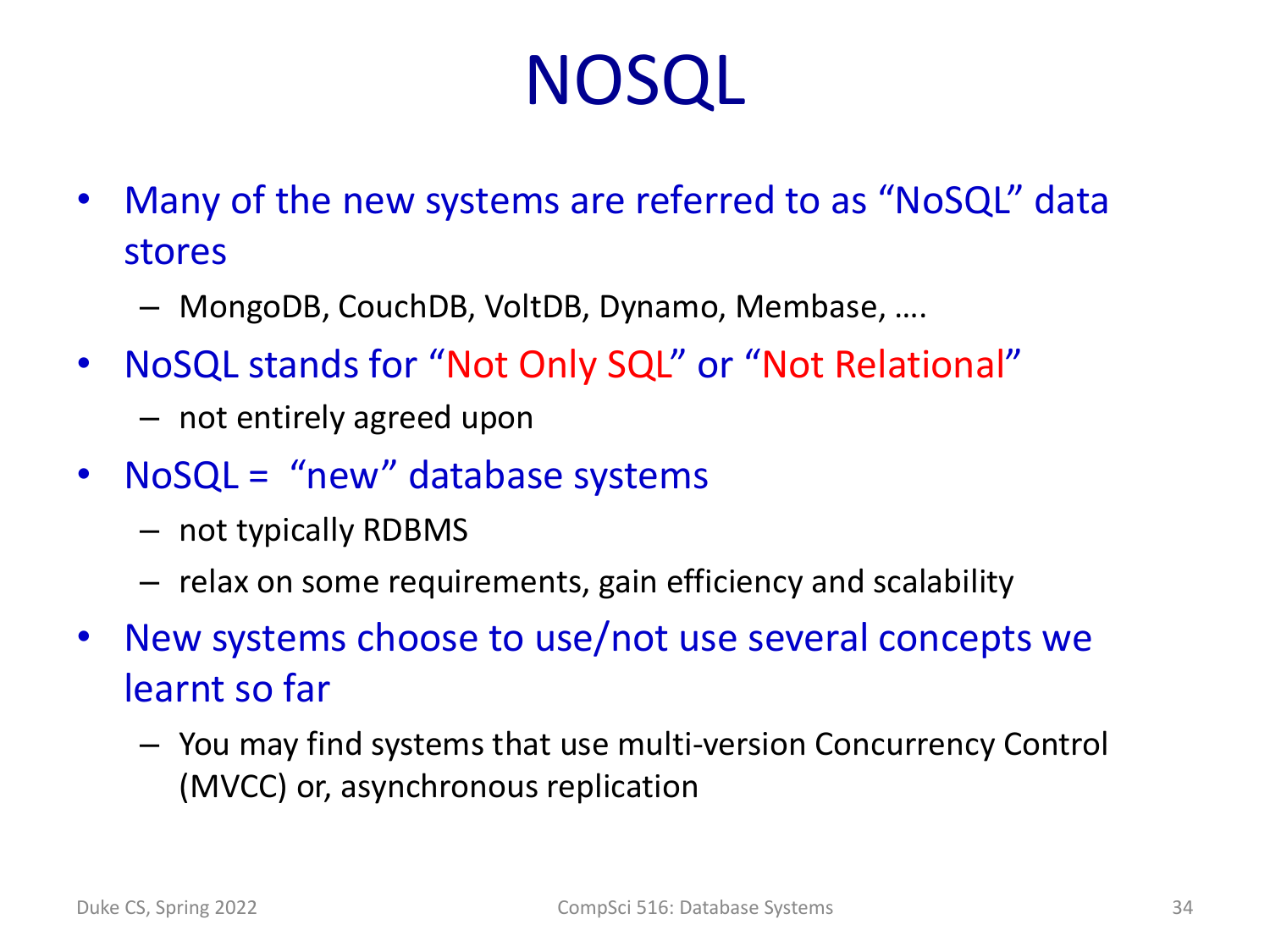# NOSQL

- Many of the new systems are referred to as "NoSQL" data stores
  - MongoDB, CouchDB, VoltDB, Dynamo, Membase, ….
- NoSQL stands for "Not Only SQL" or "Not Relational"
  - not entirely agreed upon
- NoSQL = "new" database systems
  - not typically RDBMS
  - relax on some requirements, gain efficiency and scalability
- New systems choose to use/not use several concepts we learnt so far
  - You may find systems that use multi-version Concurrency Control (MVCC) or, asynchronous replication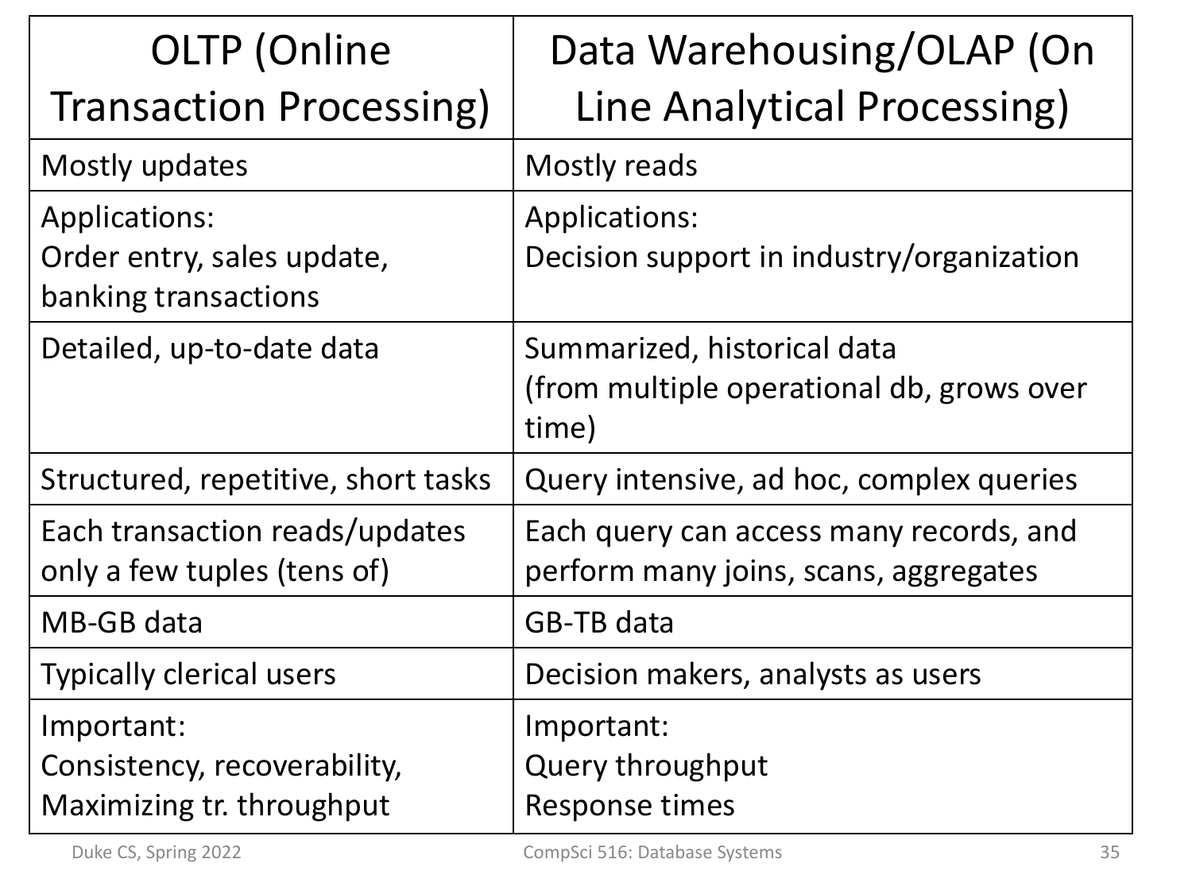| OLTP (Online Transaction Processing) | Data Warehousing/OLAP (On Line Analytical Processing) |
| --- | --- |
| Mostly updates | Mostly reads |
| Applications:<br>Order entry, sales update, banking transactions | Applications:<br>Decision support in industry/organization |
| Detailed, up-to-date data | Summarized, historical data<br>(from multiple operational db, grows over time) |
| Structured, repetitive, short tasks | Query intensive, ad hoc, complex queries |
| Each transaction reads/updates only a few tuples (tens of) | Each query can access many records, and perform many joins, scans, aggregates |
| MB-GB data | GB-TB data |
| Typically clerical users | Decision makers, analysts as users |
| Important:<br>Consistency, recoverability,<br>Maximizing tr. throughput | Important:<br>Query throughput<br>Response times |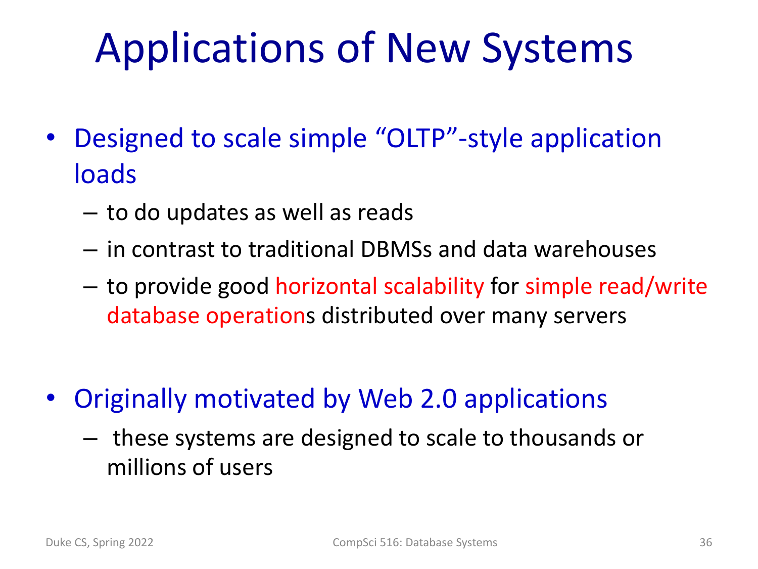# Applications of New Systems

- Designed to scale simple "OLTP"-style application loads
  - to do updates as well as reads
  - in contrast to traditional DBMSs and data warehouses
  - to provide good horizontal scalability for simple read/write database operations distributed over many servers

- Originally motivated by Web 2.0 applications
  - these systems are designed to scale to thousands or millions of users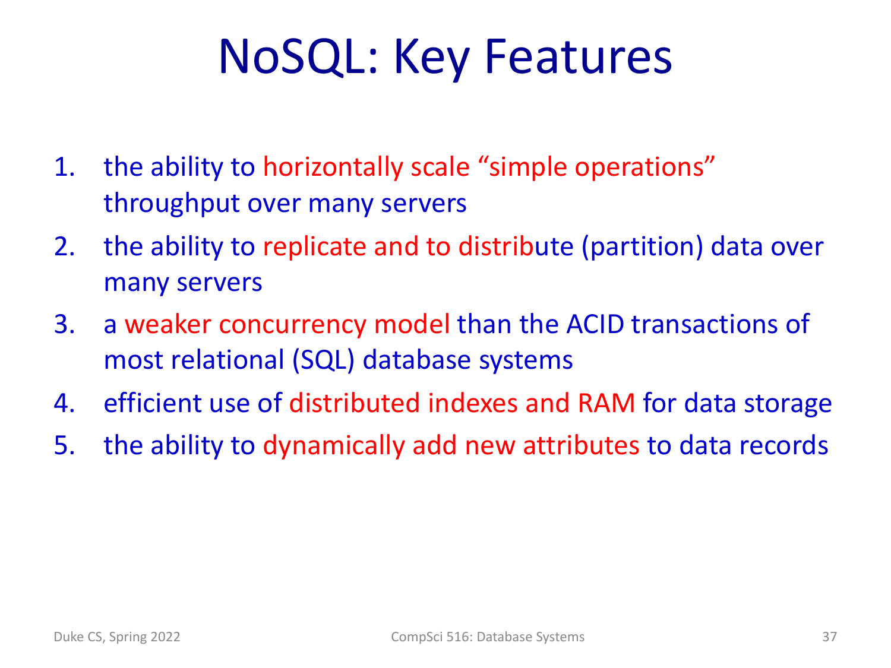# NoSQL: Key Features

1. the ability to horizontally scale "simple operations" throughput over many servers
2. the ability to replicate and to distribute (partition) data over many servers
3. a weaker concurrency model than the ACID transactions of most relational (SQL) database systems
4. efficient use of distributed indexes and RAM for data storage
5. the ability to dynamically add new attributes to data records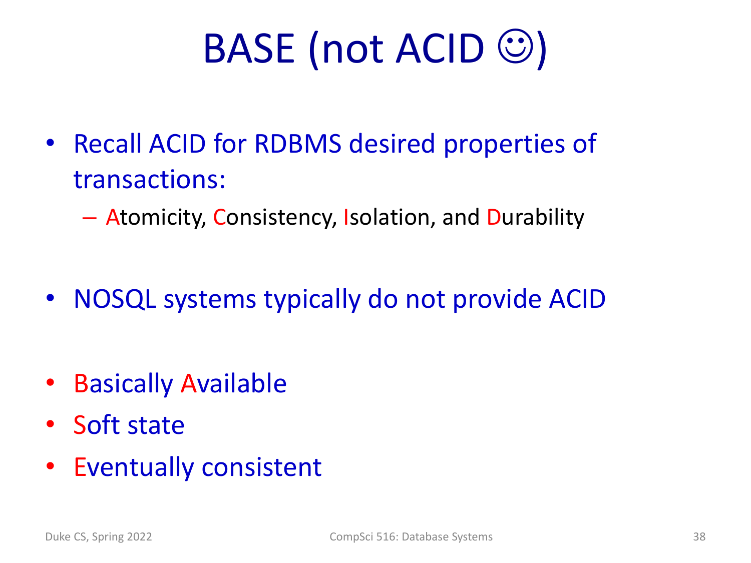# BASE (not ACID ☺)

- Recall ACID for RDBMS desired properties of transactions:
  - Atomicity, Consistency, Isolation, and Durability

- NOSQL systems typically do not provide ACID

- Basically Available
- Soft state
- Eventually consistent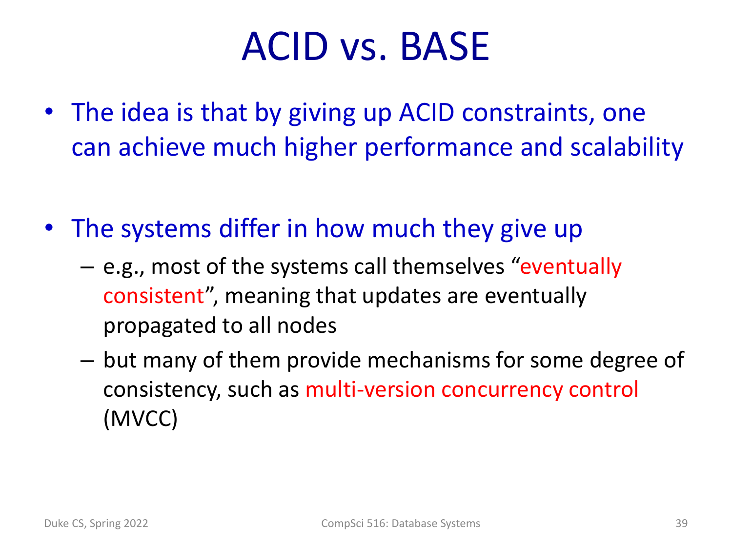# ACID vs. BASE

- The idea is that by giving up ACID constraints, one can achieve much higher performance and scalability

- The systems differ in how much they give up
  - e.g., most of the systems call themselves "eventually consistent", meaning that updates are eventually propagated to all nodes
  - but many of them provide mechanisms for some degree of consistency, such as multi-version concurrency control (MVCC)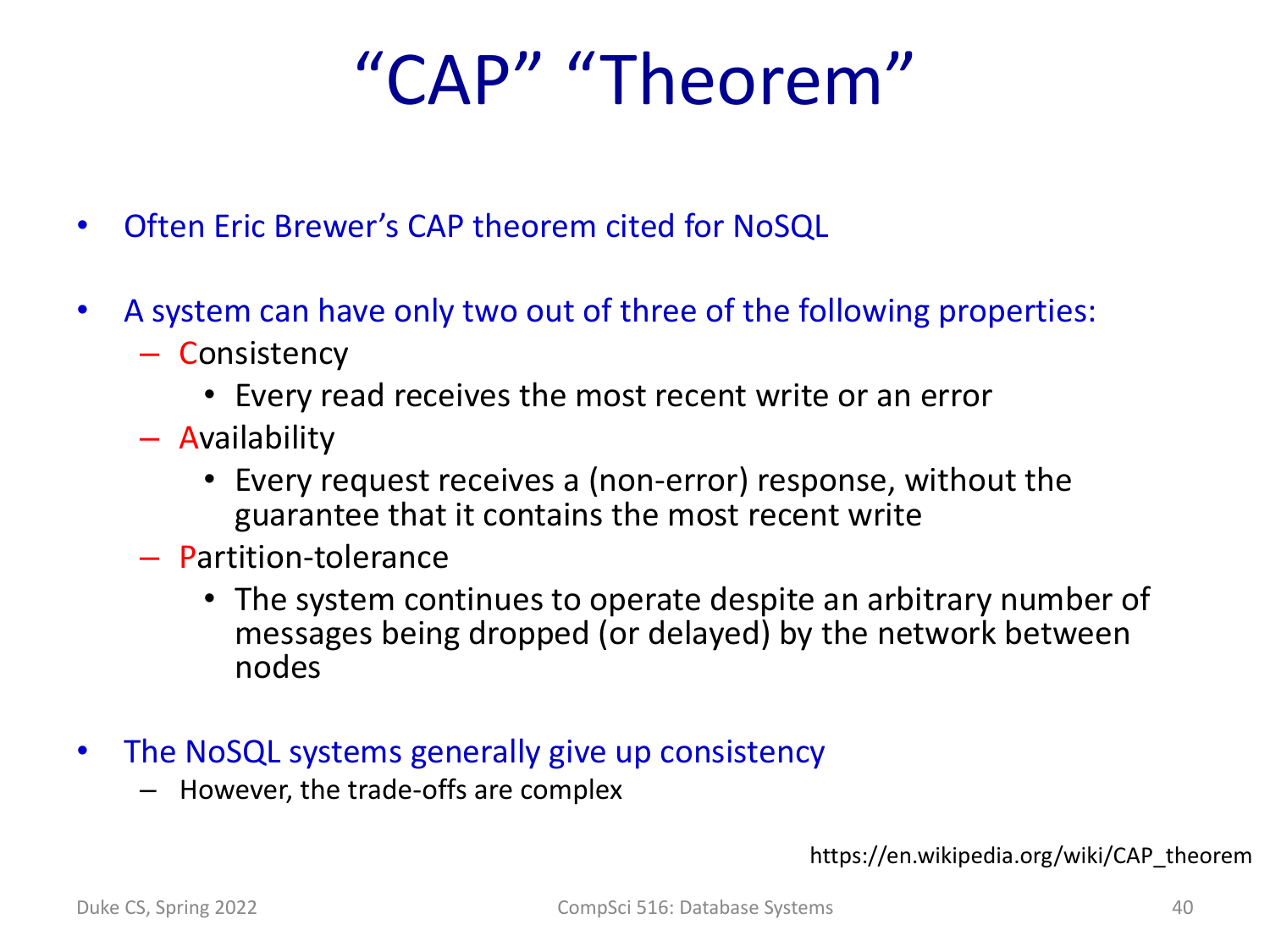# “CAP” “Theorem”

- Often Eric Brewer’s CAP theorem cited for NoSQL
- A system can have only two out of three of the following properties:
  - Consistency
    - Every read receives the most recent write or an error
  - Availability
    - Every request receives a (non-error) response, without the guarantee that it contains the most recent write
  - Partition-tolerance
    - The system continues to operate despite an arbitrary number of messages being dropped (or delayed) by the network between nodes
- The NoSQL systems generally give up consistency
  - However, the trade-offs are complex

https://en.wikipedia.org/wiki/CAP_theorem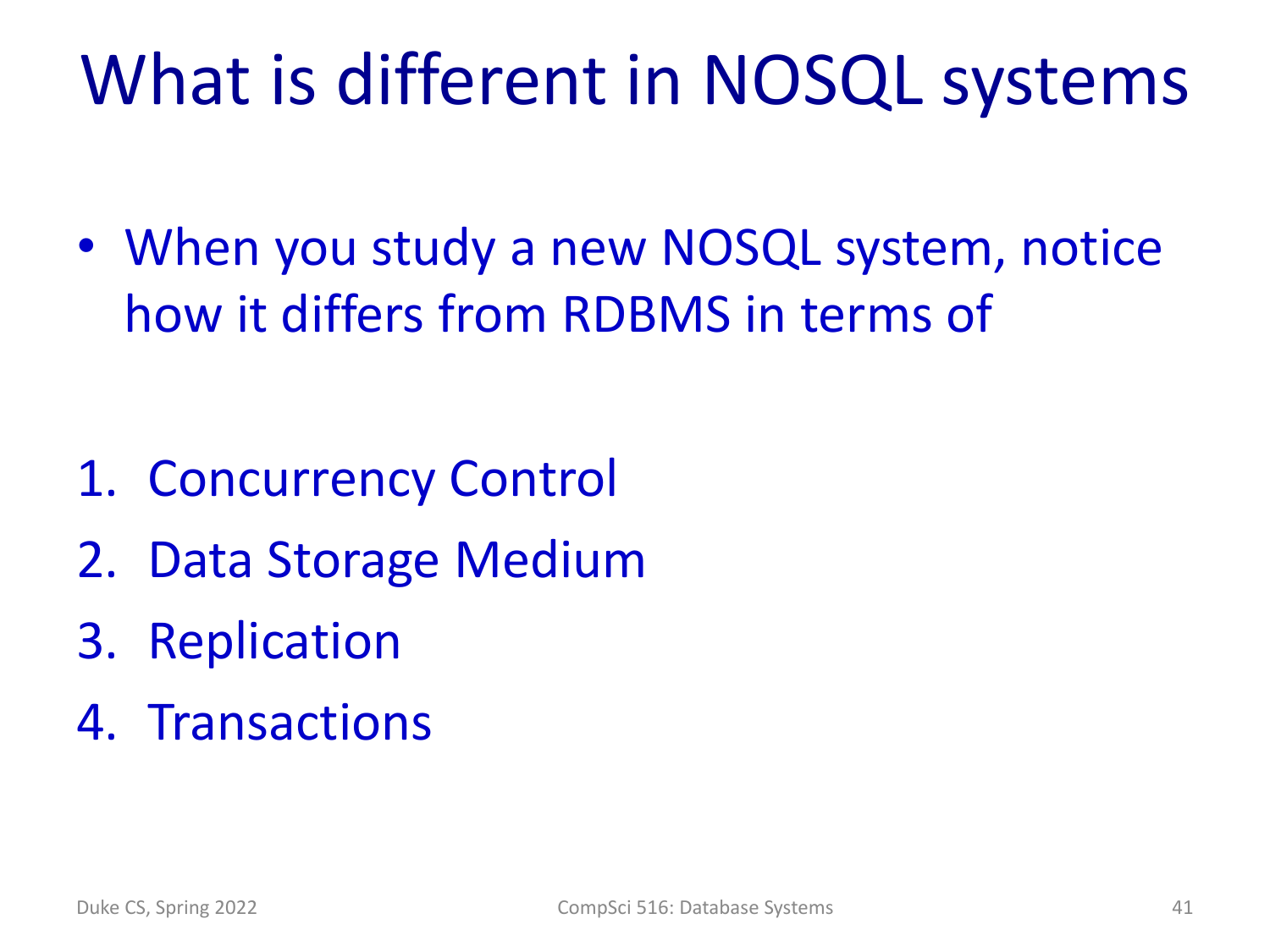# What is different in NOSQL systems

- When you study a new NOSQL system, notice how it differs from RDBMS in terms of

1. Concurrency Control
2. Data Storage Medium
3. Replication
4. Transactions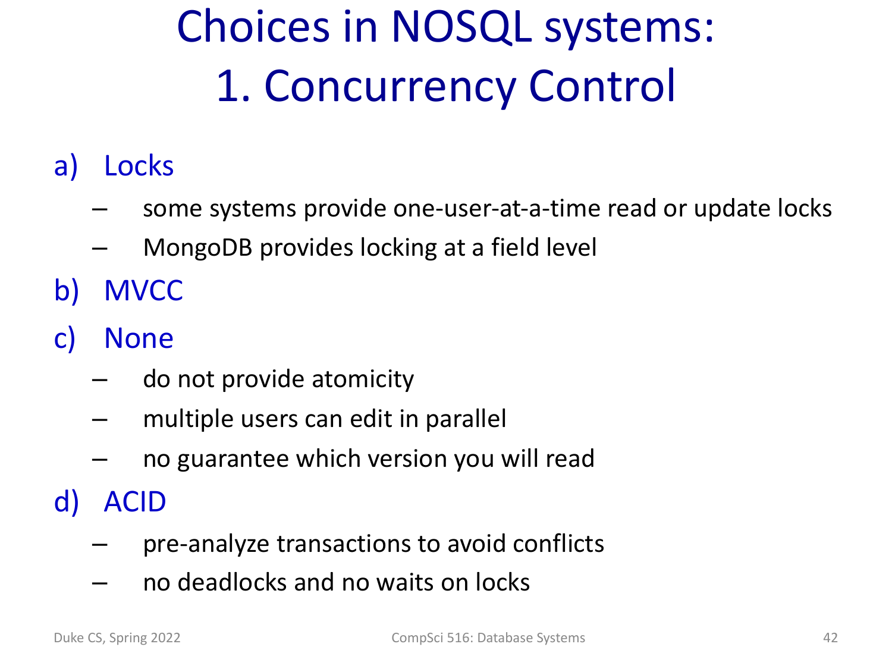# Choices in NOSQL systems: 1. Concurrency Control

a) Locks
   - some systems provide one-user-at-a-time read or update locks
   - MongoDB provides locking at a field level

b) MVCC

c) None
   - do not provide atomicity
   - multiple users can edit in parallel
   - no guarantee which version you will read

d) ACID
   - pre-analyze transactions to avoid conflicts
   - no deadlocks and no waits on locks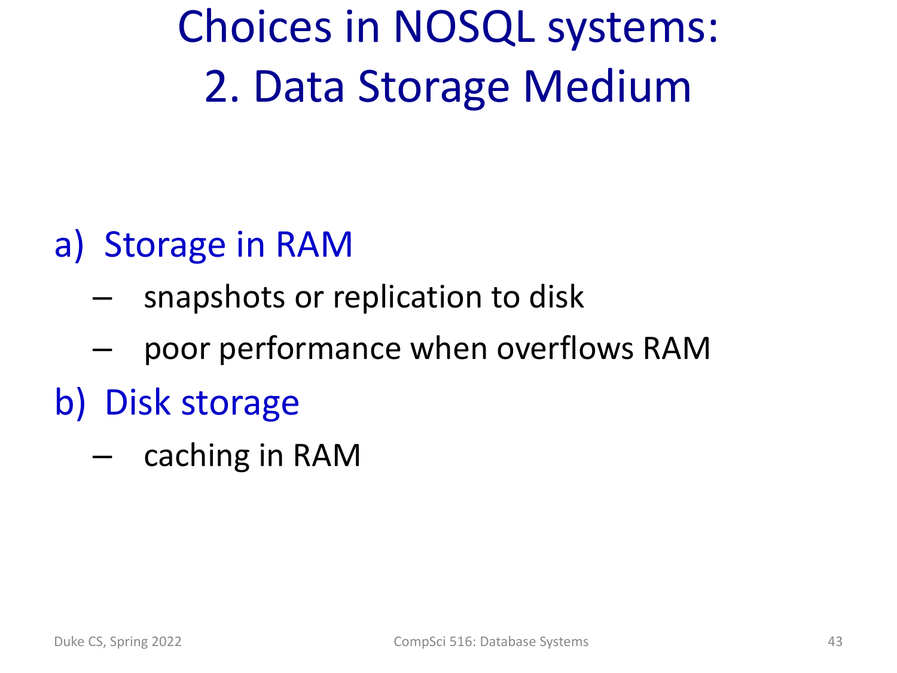# Choices in NOSQL systems: 2. Data Storage Medium

a) Storage in RAM
   - snapshots or replication to disk
   - poor performance when overflows RAM

b) Disk storage
   - caching in RAM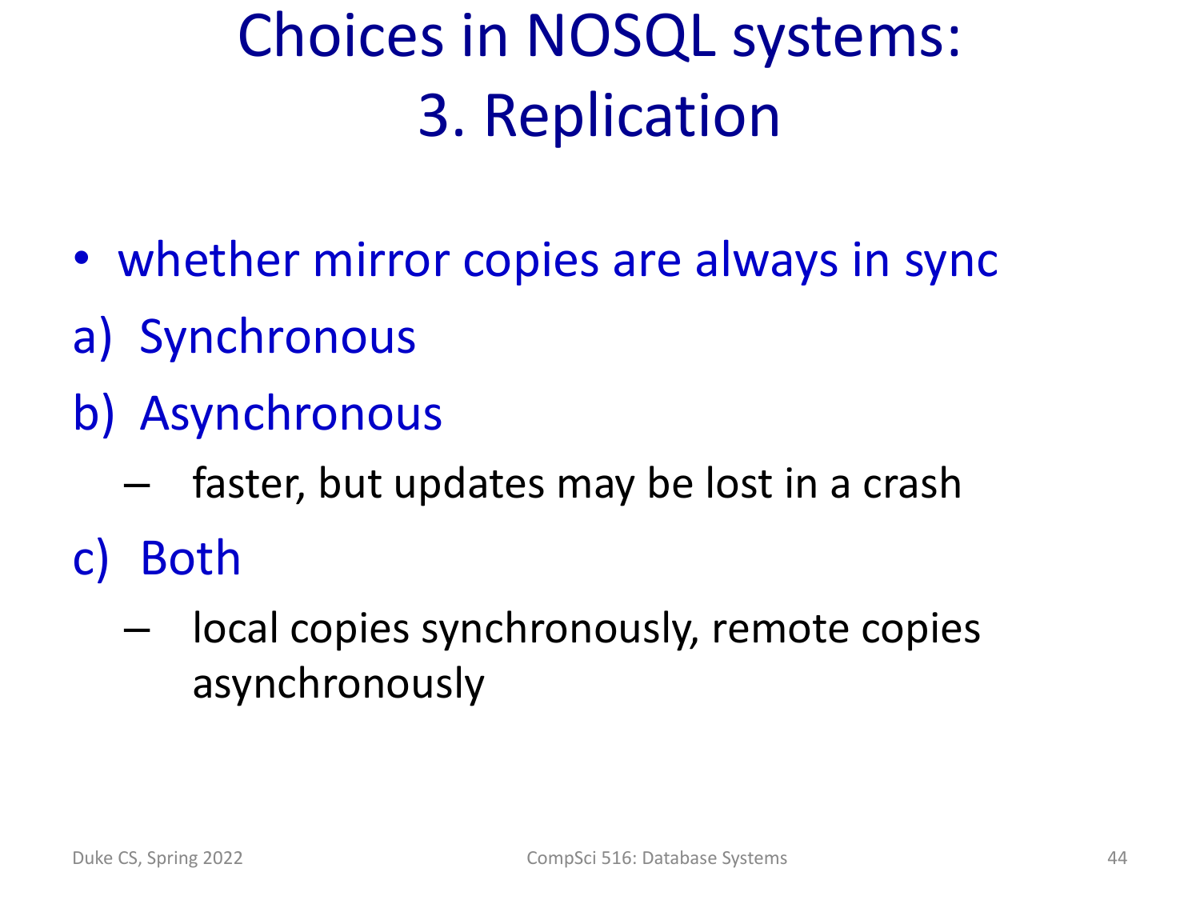# Choices in NOSQL systems: 3. Replication

- whether mirror copies are always in sync

a) Synchronous

b) Asynchronous
   - faster, but updates may be lost in a crash

c) Both
   - local copies synchronously, remote copies asynchronously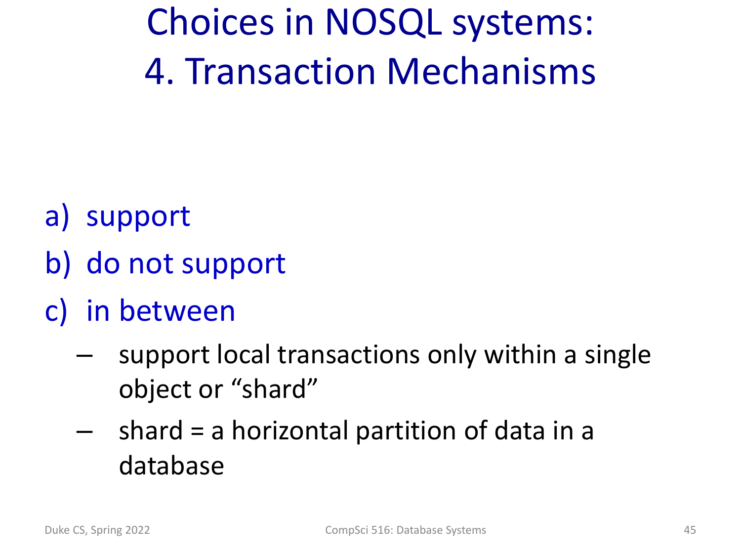# Choices in NOSQL systems: 4. Transaction Mechanisms

a) support

b) do not support

c) in between

   - support local transactions only within a single object or "shard"
   - shard = a horizontal partition of data in a database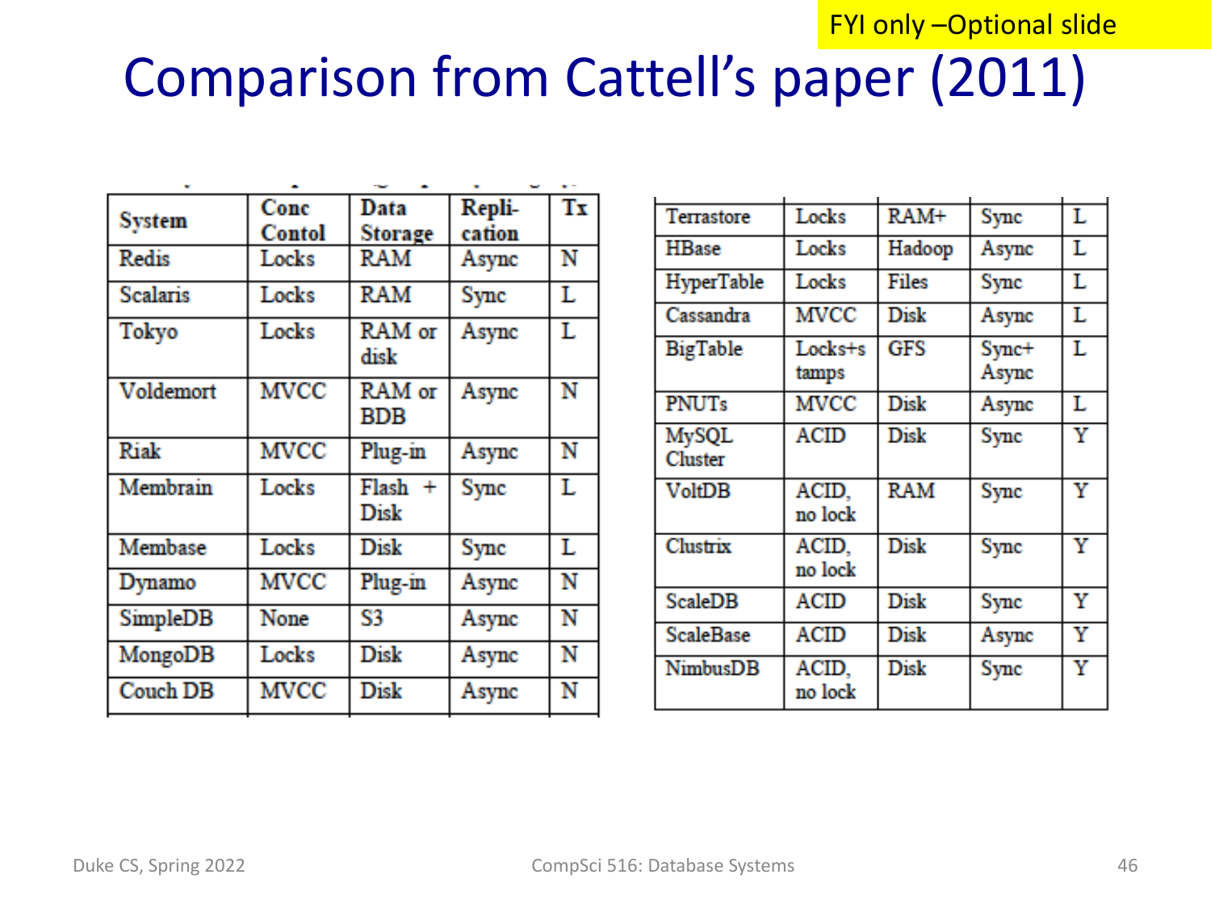FYI only –Optional slide

# Comparison from Cattell's paper (2011)

| System | Conc Contol | Data Storage | Repli-cation | Tx |
|---|---|---|---|---|
| Redis | Locks | RAM | Async | N |
| Scalaris | Locks | RAM | Sync | L |
| Tokyo | Locks | RAM or disk | Async | L |
| Voldemort | MVCC | RAM or BDB | Async | N |
| Riak | MVCC | Plug-in | Async | N |
| Membrain | Locks | Flash + Disk | Sync | L |
| Membase | Locks | Disk | Sync | L |
| Dynamo | MVCC | Plug-in | Async | N |
| SimpleDB | None | S3 | Async | N |
| MongoDB | Locks | Disk | Async | N |
| Couch DB | MVCC | Disk | Async | N |
| Terrastore | Locks | RAM+ | Sync | L |
| HBase | Locks | Hadoop | Async | L |
| HyperTable | Locks | Files | Sync | L |
| Cassandra | MVCC | Disk | Async | L |
| BigTable | Locks+stamps | GFS | Sync+Async | L |
| PNUTs | MVCC | Disk | Async | L |
| MySQL Cluster | ACID | Disk | Sync | Y |
| VoltDB | ACID, no lock | RAM | Sync | Y |
| Clustrix | ACID, no lock | Disk | Sync | Y |
| ScaleDB | ACID | Disk | Sync | Y |
| ScaleBase | ACID | Disk | Async | Y |
| NimbusDB | ACID, no lock | Disk | Sync | Y |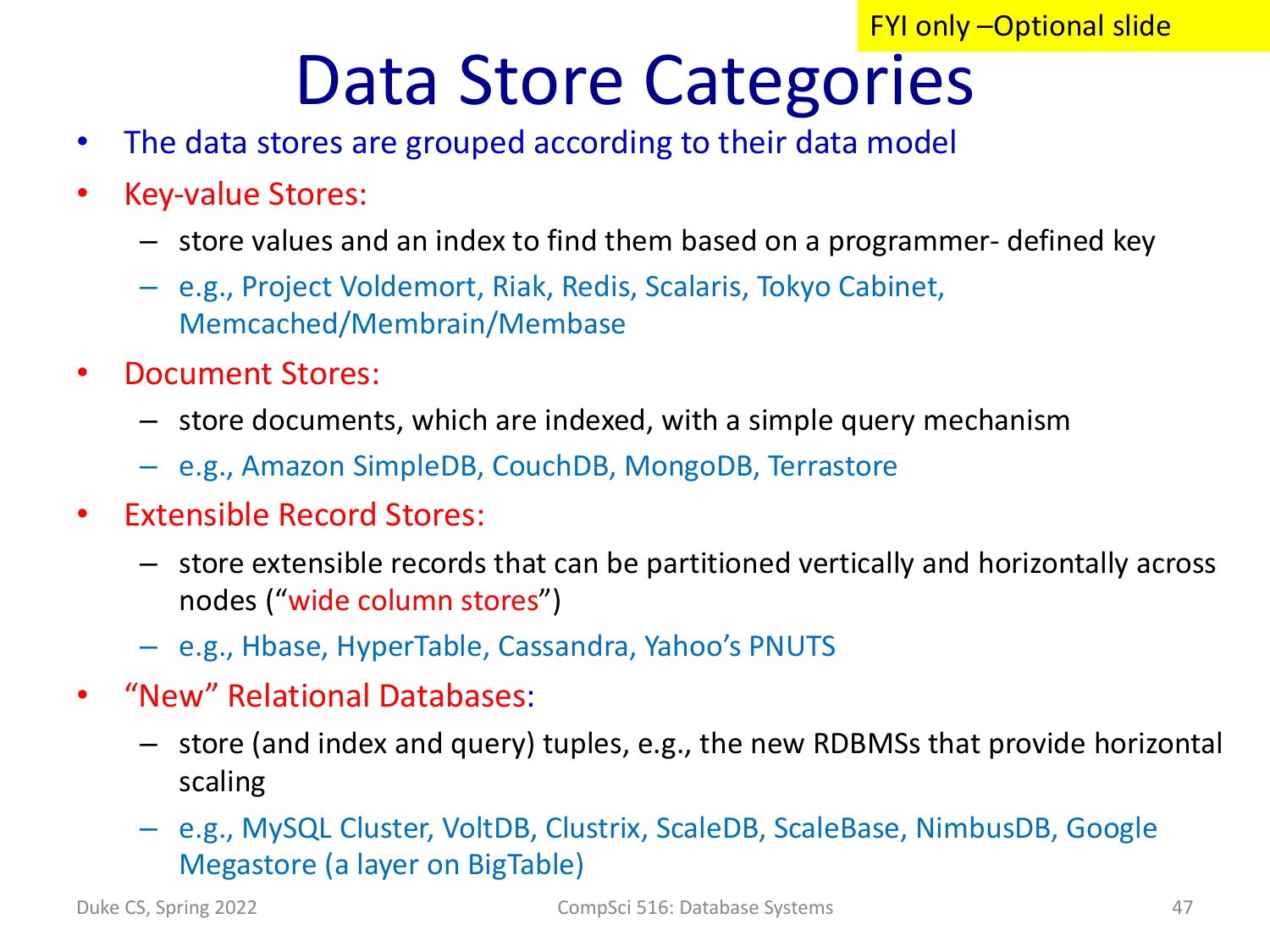FYI only –Optional slide

# Data Store Categories

- The data stores are grouped according to their data model
- Key-value Stores:
  - store values and an index to find them based on a programmer- defined key
  - e.g., Project Voldemort, Riak, Redis, Scalaris, Tokyo Cabinet, Memcached/Membrain/Membase
- Document Stores:
  - store documents, which are indexed, with a simple query mechanism
  - e.g., Amazon SimpleDB, CouchDB, MongoDB, Terrastore
- Extensible Record Stores:
  - store extensible records that can be partitioned vertically and horizontally across nodes ("wide column stores")
  - e.g., Hbase, HyperTable, Cassandra, Yahoo's PNUTS
- "New" Relational Databases:
  - store (and index and query) tuples, e.g., the new RDBMSs that provide horizontal scaling
  - e.g., MySQL Cluster, VoltDB, Clustrix, ScaleDB, ScaleBase, NimbusDB, Google Megastore (a layer on BigTable)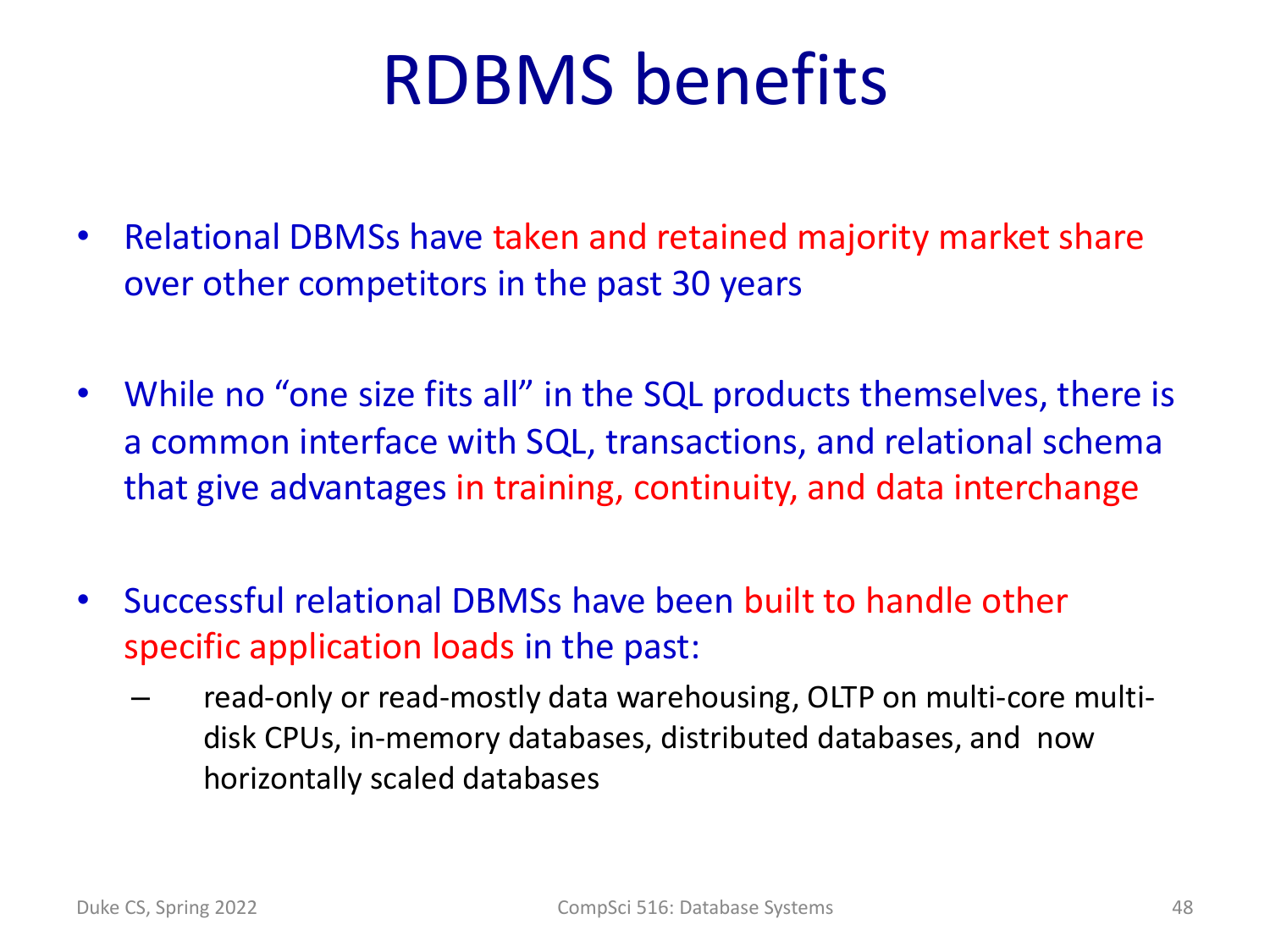# RDBMS benefits

- Relational DBMSs have taken and retained majority market share over other competitors in the past 30 years
- While no "one size fits all" in the SQL products themselves, there is a common interface with SQL, transactions, and relational schema that give advantages in training, continuity, and data interchange
- Successful relational DBMSs have been built to handle other specific application loads in the past:
  - read-only or read-mostly data warehousing, OLTP on multi-core multi-disk CPUs, in-memory databases, distributed databases, and now horizontally scaled databases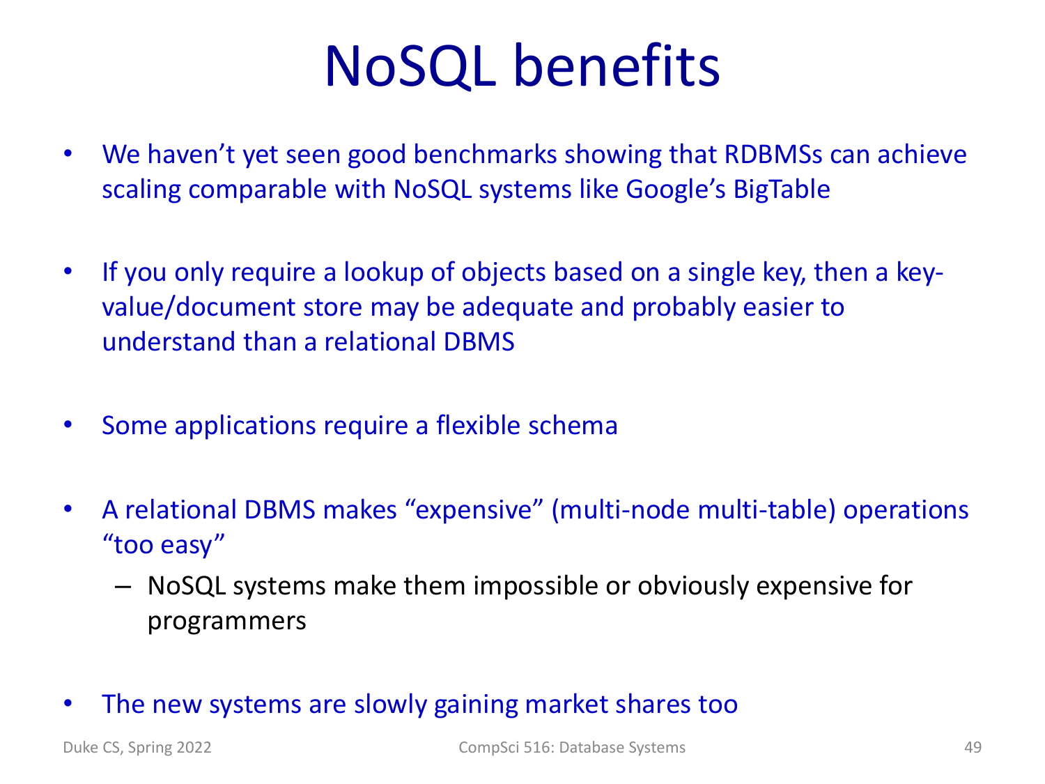# NoSQL benefits

- We haven't yet seen good benchmarks showing that RDBMSs can achieve scaling comparable with NoSQL systems like Google's BigTable

- If you only require a lookup of objects based on a single key, then a key-value/document store may be adequate and probably easier to understand than a relational DBMS

- Some applications require a flexible schema

- A relational DBMS makes "expensive" (multi-node multi-table) operations "too easy"
  - NoSQL systems make them impossible or obviously expensive for programmers

- The new systems are slowly gaining market shares too